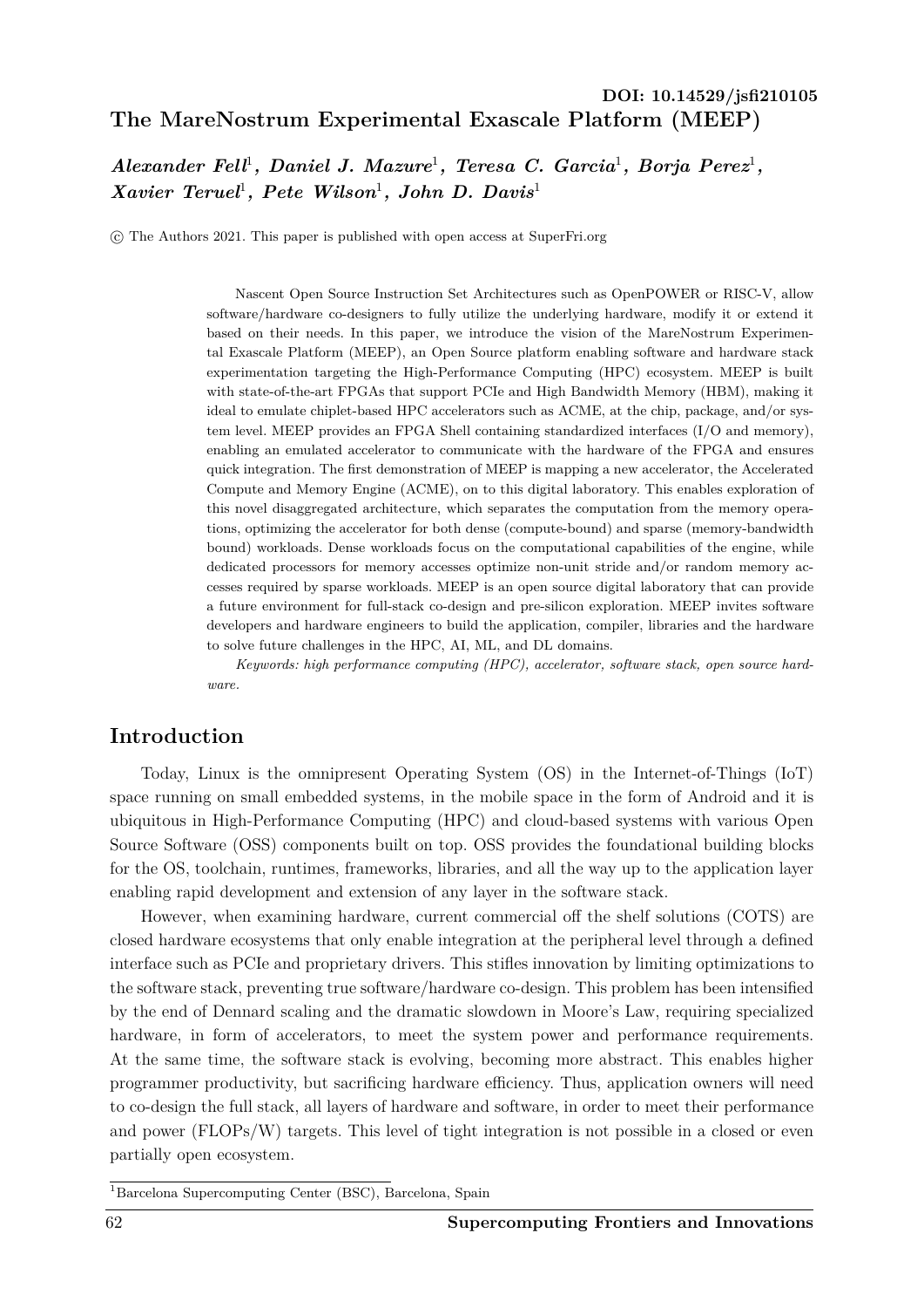DOI: 10.14529/jsfi210105

# The MareNostrum Experimental Exascale Platform (MEEP)

***Alexander Fell*[1]*, Daniel J. Mazure*[1]*, Teresa C. Garcia*[1]*, Borja Perez*[1]*, Xavier Teruel*[1]*, Pete Wilson*[1]*, John D. Davis*[1]**

© The Authors 2021. This paper is published with open access at SuperFri.org

Nascent Open Source Instruction Set Architectures such as OpenPOWER or RISC-V, allow software/hardware co-designers to fully utilize the underlying hardware, modify it or extend it based on their needs. In this paper, we introduce the vision of the MareNostrum Experimental Exascale Platform (MEEP), an Open Source platform enabling software and hardware stack experimentation targeting the High-Performance Computing (HPC) ecosystem. MEEP is built with state-of-the-art FPGAs that support PCIe and High Bandwidth Memory (HBM), making it ideal to emulate chiplet-based HPC accelerators such as ACME, at the chip, package, and/or system level. MEEP provides an FPGA Shell containing standardized interfaces (I/O and memory), enabling an emulated accelerator to communicate with the hardware of the FPGA and ensures quick integration. The first demonstration of MEEP is mapping a new accelerator, the Accelerated Compute and Memory Engine (ACME), on to this digital laboratory. This enables exploration of this novel disaggregated architecture, which separates the computation from the memory operations, optimizing the accelerator for both dense (compute-bound) and sparse (memory-bandwidth bound) workloads. Dense workloads focus on the computational capabilities of the engine, while dedicated processors for memory accesses optimize non-unit stride and/or random memory accesses required by sparse workloads. MEEP is an open source digital laboratory that can provide a future environment for full-stack co-design and pre-silicon exploration. MEEP invites software developers and hardware engineers to build the application, compiler, libraries and the hardware to solve future challenges in the HPC, AI, ML, and DL domains.

*Keywords: high performance computing (HPC), accelerator, software stack, open source hardware.*

## Introduction

Today, Linux is the omnipresent Operating System (OS) in the Internet-of-Things (IoT) space running on small embedded systems, in the mobile space in the form of Android and it is ubiquitous in High-Performance Computing (HPC) and cloud-based systems with various Open Source Software (OSS) components built on top. OSS provides the foundational building blocks for the OS, toolchain, runtimes, frameworks, libraries, and all the way up to the application layer enabling rapid development and extension of any layer in the software stack.

However, when examining hardware, current commercial off the shelf solutions (COTS) are closed hardware ecosystems that only enable integration at the peripheral level through a defined interface such as PCIe and proprietary drivers. This stifles innovation by limiting optimizations to the software stack, preventing true software/hardware co-design. This problem has been intensified by the end of Dennard scaling and the dramatic slowdown in Moore's Law, requiring specialized hardware, in form of accelerators, to meet the system power and performance requirements. At the same time, the software stack is evolving, becoming more abstract. This enables higher programmer productivity, but sacrificing hardware efficiency. Thus, application owners will need to co-design the full stack, all layers of hardware and software, in order to meet their performance and power (FLOPs/W) targets. This level of tight integration is not possible in a closed or even partially open ecosystem.

[1] Barcelona Supercomputing Center (BSC), Barcelona, Spain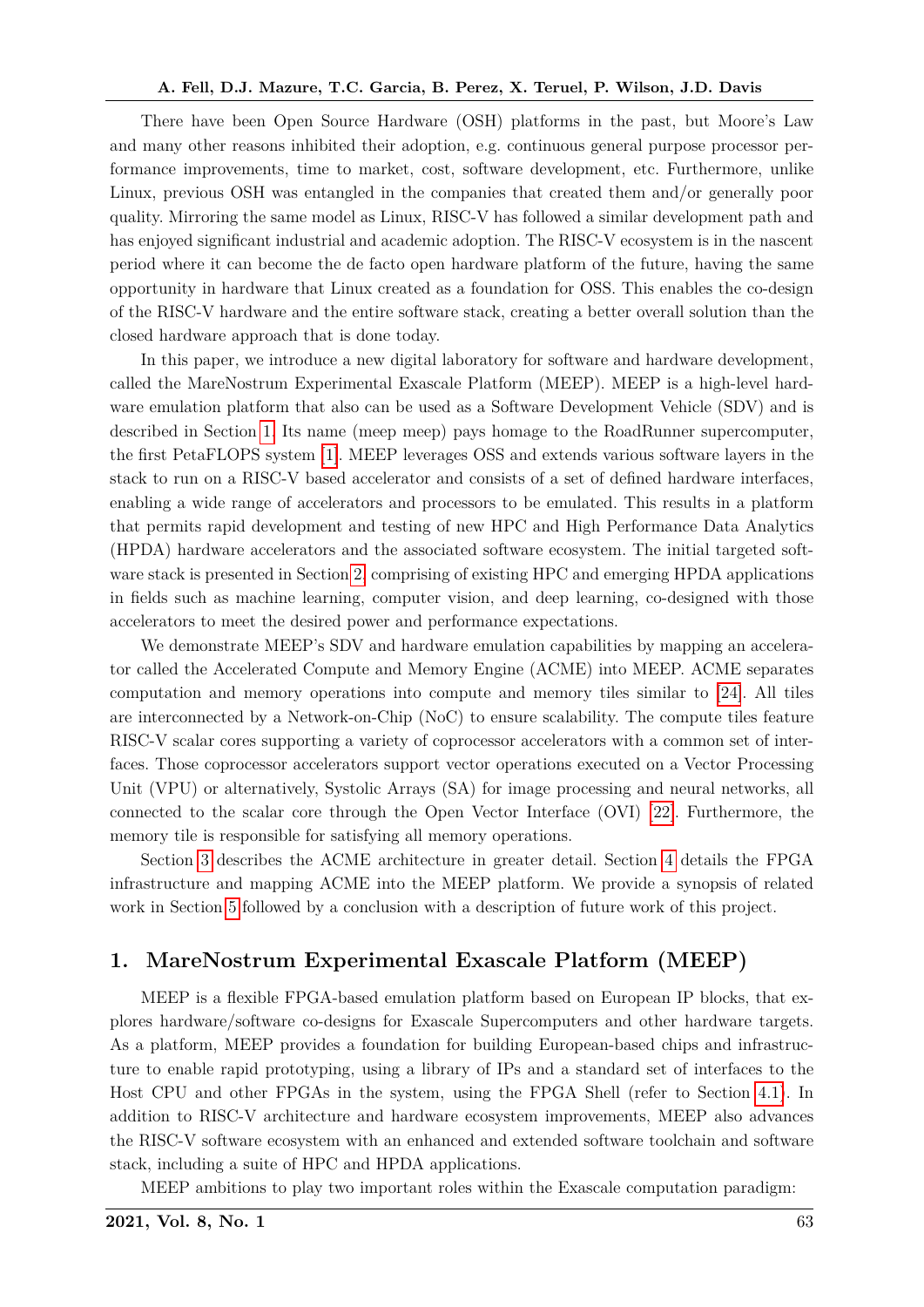There have been Open Source Hardware (OSH) platforms in the past, but Moore's Law and many other reasons inhibited their adoption, e.g. continuous general purpose processor performance improvements, time to market, cost, software development, etc. Furthermore, unlike Linux, previous OSH was entangled in the companies that created them and/or generally poor quality. Mirroring the same model as Linux, RISC-V has followed a similar development path and has enjoyed significant industrial and academic adoption. The RISC-V ecosystem is in the nascent period where it can become the de facto open hardware platform of the future, having the same opportunity in hardware that Linux created as a foundation for OSS. This enables the co-design of the RISC-V hardware and the entire software stack, creating a better overall solution than the closed hardware approach that is done today.

In this paper, we introduce a new digital laboratory for software and hardware development, called the MareNostrum Experimental Exascale Platform (MEEP). MEEP is a high-level hardware emulation platform that also can be used as a Software Development Vehicle (SDV) and is described in Section 1. Its name (meep meep) pays homage to the RoadRunner supercomputer, the first PetaFLOPS system [1]. MEEP leverages OSS and extends various software layers in the stack to run on a RISC-V based accelerator and consists of a set of defined hardware interfaces, enabling a wide range of accelerators and processors to be emulated. This results in a platform that permits rapid development and testing of new HPC and High Performance Data Analytics (HPDA) hardware accelerators and the associated software ecosystem. The initial targeted software stack is presented in Section 2, comprising of existing HPC and emerging HPDA applications in fields such as machine learning, computer vision, and deep learning, co-designed with those accelerators to meet the desired power and performance expectations.

We demonstrate MEEP's SDV and hardware emulation capabilities by mapping an accelerator called the Accelerated Compute and Memory Engine (ACME) into MEEP. ACME separates computation and memory operations into compute and memory tiles similar to [24]. All tiles are interconnected by a Network-on-Chip (NoC) to ensure scalability. The compute tiles feature RISC-V scalar cores supporting a variety of coprocessor accelerators with a common set of interfaces. Those coprocessor accelerators support vector operations executed on a Vector Processing Unit (VPU) or alternatively, Systolic Arrays (SA) for image processing and neural networks, all connected to the scalar core through the Open Vector Interface (OVI) [22]. Furthermore, the memory tile is responsible for satisfying all memory operations.

Section 3 describes the ACME architecture in greater detail. Section 4 details the FPGA infrastructure and mapping ACME into the MEEP platform. We provide a synopsis of related work in Section 5 followed by a conclusion with a description of future work of this project.

## 1. MareNostrum Experimental Exascale Platform (MEEP)

MEEP is a flexible FPGA-based emulation platform based on European IP blocks, that explores hardware/software co-designs for Exascale Supercomputers and other hardware targets. As a platform, MEEP provides a foundation for building European-based chips and infrastructure to enable rapid prototyping, using a library of IPs and a standard set of interfaces to the Host CPU and other FPGAs in the system, using the FPGA Shell (refer to Section 4.1). In addition to RISC-V architecture and hardware ecosystem improvements, MEEP also advances the RISC-V software ecosystem with an enhanced and extended software toolchain and software stack, including a suite of HPC and HPDA applications.

MEEP ambitions to play two important roles within the Exascale computation paradigm: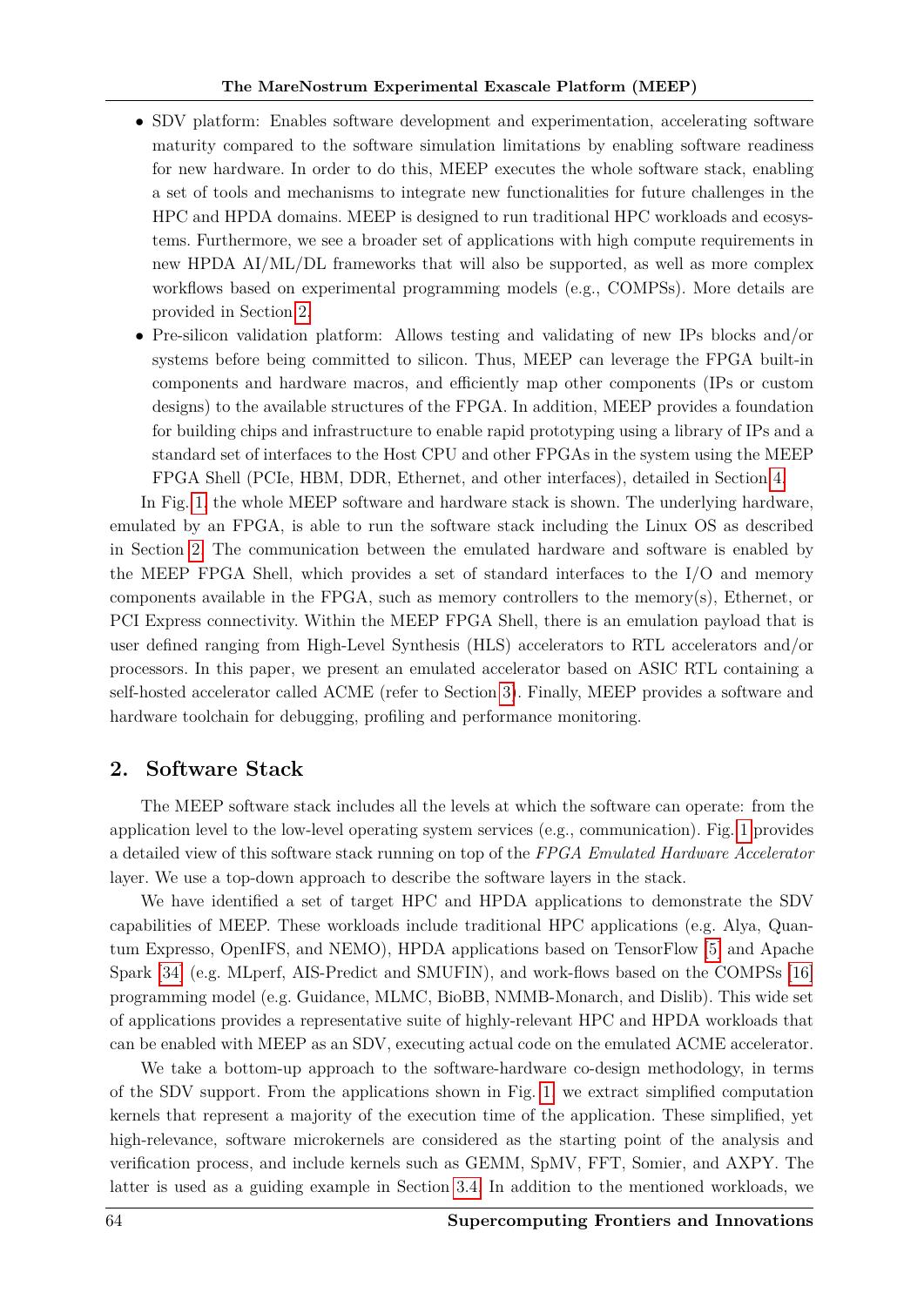- SDV platform: Enables software development and experimentation, accelerating software maturity compared to the software simulation limitations by enabling software readiness for new hardware. In order to do this, MEEP executes the whole software stack, enabling a set of tools and mechanisms to integrate new functionalities for future challenges in the HPC and HPDA domains. MEEP is designed to run traditional HPC workloads and ecosystems. Furthermore, we see a broader set of applications with high compute requirements in new HPDA AI/ML/DL frameworks that will also be supported, as well as more complex workflows based on experimental programming models (e.g., COMPSs). More details are provided in Section 2.
- Pre-silicon validation platform: Allows testing and validating of new IPs blocks and/or systems before being committed to silicon. Thus, MEEP can leverage the FPGA built-in components and hardware macros, and efficiently map other components (IPs or custom designs) to the available structures of the FPGA. In addition, MEEP provides a foundation for building chips and infrastructure to enable rapid prototyping using a library of IPs and a standard set of interfaces to the Host CPU and other FPGAs in the system using the MEEP FPGA Shell (PCIe, HBM, DDR, Ethernet, and other interfaces), detailed in Section 4.

In Fig. 1, the whole MEEP software and hardware stack is shown. The underlying hardware, emulated by an FPGA, is able to run the software stack including the Linux OS as described in Section 2. The communication between the emulated hardware and software is enabled by the MEEP FPGA Shell, which provides a set of standard interfaces to the I/O and memory components available in the FPGA, such as memory controllers to the memory(s), Ethernet, or PCI Express connectivity. Within the MEEP FPGA Shell, there is an emulation payload that is user defined ranging from High-Level Synthesis (HLS) accelerators to RTL accelerators and/or processors. In this paper, we present an emulated accelerator based on ASIC RTL containing a self-hosted accelerator called ACME (refer to Section 3). Finally, MEEP provides a software and hardware toolchain for debugging, profiling and performance monitoring.

## 2. Software Stack

The MEEP software stack includes all the levels at which the software can operate: from the application level to the low-level operating system services (e.g., communication). Fig. 1 provides a detailed view of this software stack running on top of the *FPGA Emulated Hardware Accelerator* layer. We use a top-down approach to describe the software layers in the stack.

We have identified a set of target HPC and HPDA applications to demonstrate the SDV capabilities of MEEP. These workloads include traditional HPC applications (e.g. Alya, Quantum Expresso, OpenIFS, and NEMO), HPDA applications based on TensorFlow [5] and Apache Spark [34] (e.g. MLperf, AIS-Predict and SMUFIN), and work-flows based on the COMPSs [16] programming model (e.g. Guidance, MLMC, BioBB, NMMB-Monarch, and Dislib). This wide set of applications provides a representative suite of highly-relevant HPC and HPDA workloads that can be enabled with MEEP as an SDV, executing actual code on the emulated ACME accelerator.

We take a bottom-up approach to the software-hardware co-design methodology, in terms of the SDV support. From the applications shown in Fig. 1, we extract simplified computation kernels that represent a majority of the execution time of the application. These simplified, yet high-relevance, software microkernels are considered as the starting point of the analysis and verification process, and include kernels such as GEMM, SpMV, FFT, Somier, and AXPY. The latter is used as a guiding example in Section 3.4. In addition to the mentioned workloads, we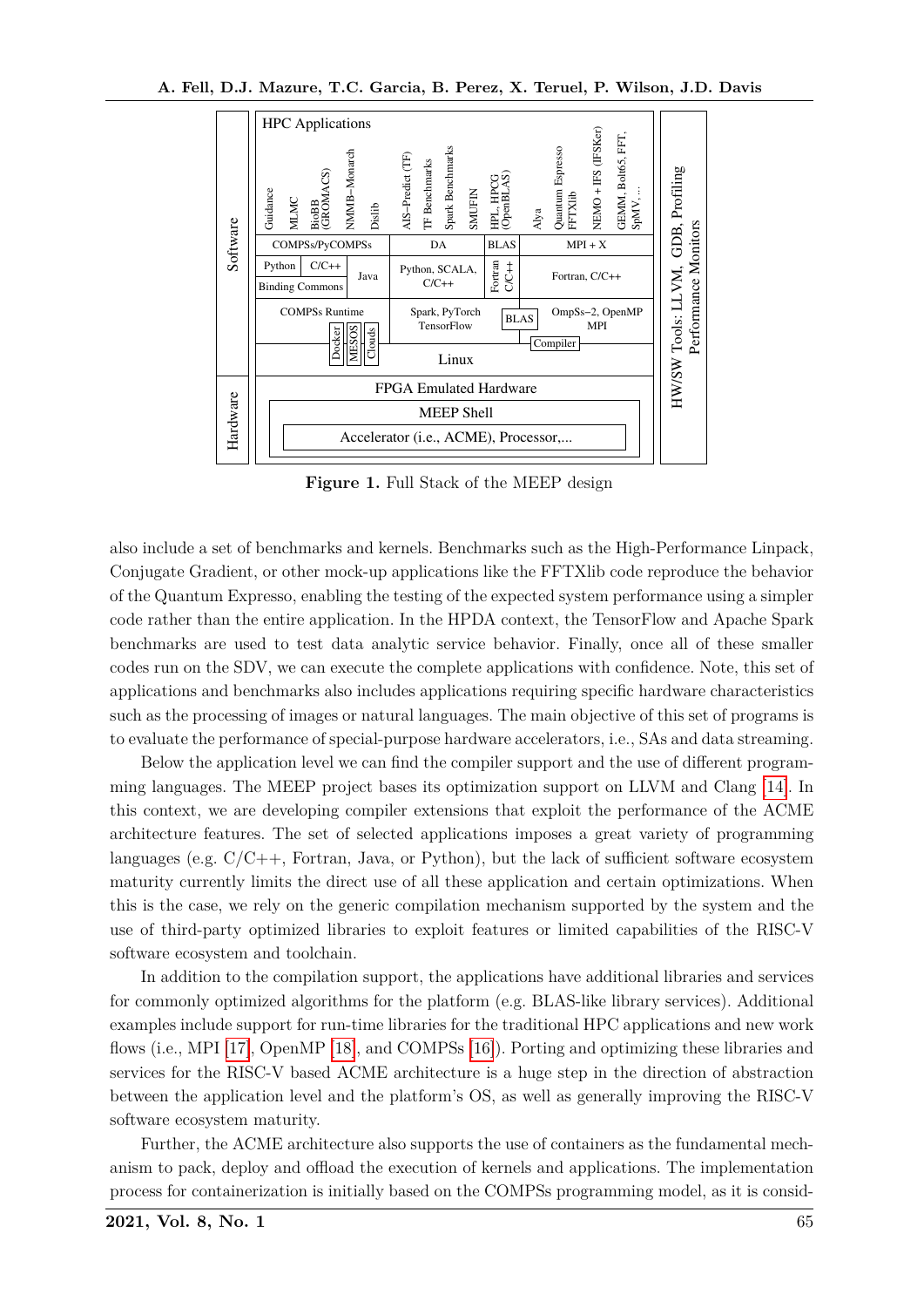Figure 1. Full Stack of the MEEP design

also include a set of benchmarks and kernels. Benchmarks such as the High-Performance Linpack, Conjugate Gradient, or other mock-up applications like the FFTXlib code reproduce the behavior of the Quantum Expresso, enabling the testing of the expected system performance using a simpler code rather than the entire application. In the HPDA context, the TensorFlow and Apache Spark benchmarks are used to test data analytic service behavior. Finally, once all of these smaller codes run on the SDV, we can execute the complete applications with confidence. Note, this set of applications and benchmarks also includes applications requiring specific hardware characteristics such as the processing of images or natural languages. The main objective of this set of programs is to evaluate the performance of special-purpose hardware accelerators, i.e., SAs and data streaming.

Below the application level we can find the compiler support and the use of different programming languages. The MEEP project bases its optimization support on LLVM and Clang [14]. In this context, we are developing compiler extensions that exploit the performance of the ACME architecture features. The set of selected applications imposes a great variety of programming languages (e.g. C/C++, Fortran, Java, or Python), but the lack of sufficient software ecosystem maturity currently limits the direct use of all these application and certain optimizations. When this is the case, we rely on the generic compilation mechanism supported by the system and the use of third-party optimized libraries to exploit features or limited capabilities of the RISC-V software ecosystem and toolchain.

In addition to the compilation support, the applications have additional libraries and services for commonly optimized algorithms for the platform (e.g. BLAS-like library services). Additional examples include support for run-time libraries for the traditional HPC applications and new work flows (i.e., MPI [17], OpenMP [18], and COMPSs [16]). Porting and optimizing these libraries and services for the RISC-V based ACME architecture is a huge step in the direction of abstraction between the application level and the platform's OS, as well as generally improving the RISC-V software ecosystem maturity.

Further, the ACME architecture also supports the use of containers as the fundamental mechanism to pack, deploy and offload the execution of kernels and applications. The implementation process for containerization is initially based on the COMPSs programming model, as it is consid-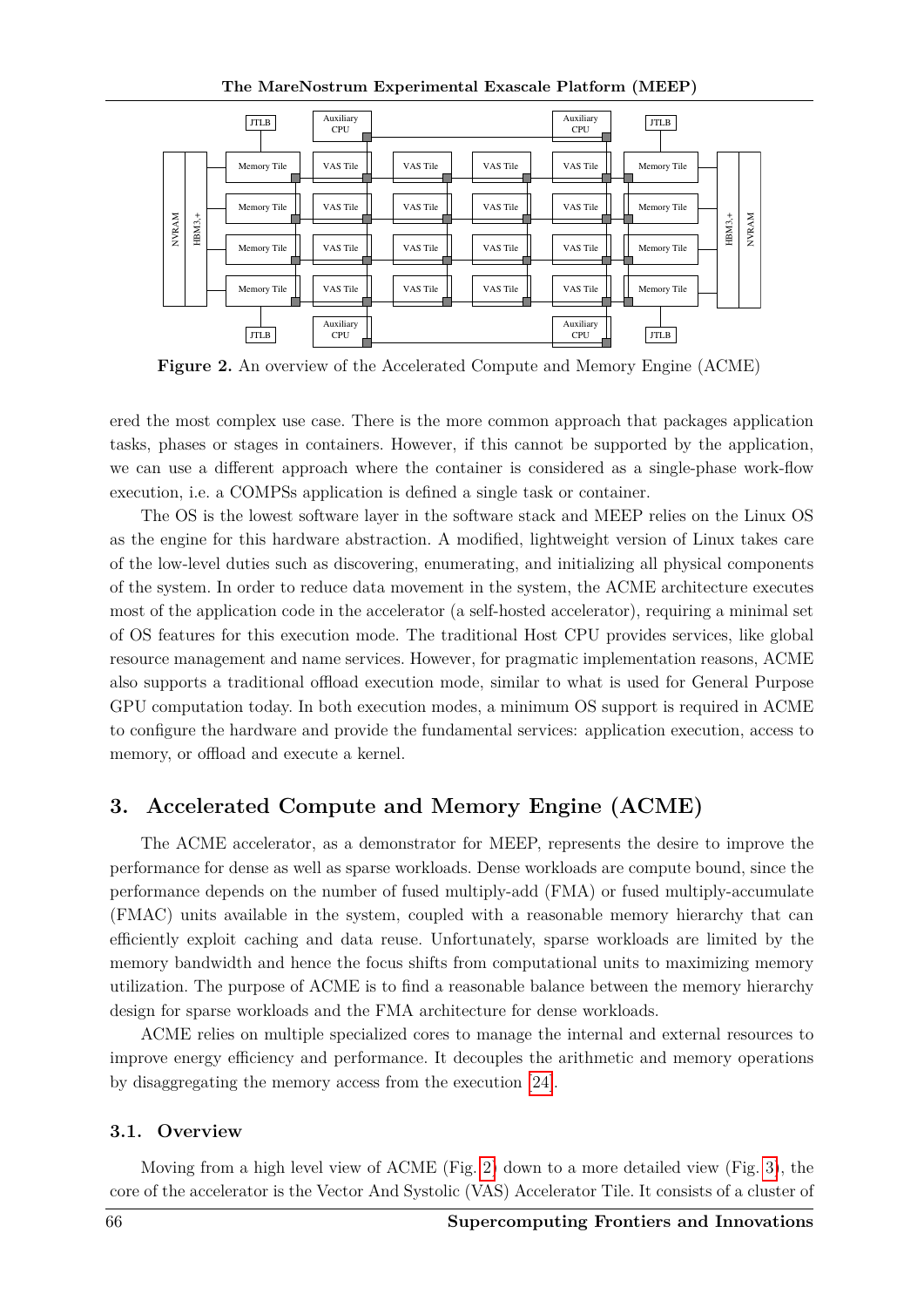**Figure 2.** An overview of the Accelerated Compute and Memory Engine (ACME)

ered the most complex use case. There is the more common approach that packages application tasks, phases or stages in containers. However, if this cannot be supported by the application, we can use a different approach where the container is considered as a single-phase work-flow execution, i.e. a COMPSs application is defined a single task or container.

The OS is the lowest software layer in the software stack and MEEP relies on the Linux OS as the engine for this hardware abstraction. A modified, lightweight version of Linux takes care of the low-level duties such as discovering, enumerating, and initializing all physical components of the system. In order to reduce data movement in the system, the ACME architecture executes most of the application code in the accelerator (a self-hosted accelerator), requiring a minimal set of OS features for this execution mode. The traditional Host CPU provides services, like global resource management and name services. However, for pragmatic implementation reasons, ACME also supports a traditional offload execution mode, similar to what is used for General Purpose GPU computation today. In both execution modes, a minimum OS support is required in ACME to configure the hardware and provide the fundamental services: application execution, access to memory, or offload and execute a kernel.

## 3. Accelerated Compute and Memory Engine (ACME)

The ACME accelerator, as a demonstrator for MEEP, represents the desire to improve the performance for dense as well as sparse workloads. Dense workloads are compute bound, since the performance depends on the number of fused multiply-add (FMA) or fused multiply-accumulate (FMAC) units available in the system, coupled with a reasonable memory hierarchy that can efficiently exploit caching and data reuse. Unfortunately, sparse workloads are limited by the memory bandwidth and hence the focus shifts from computational units to maximizing memory utilization. The purpose of ACME is to find a reasonable balance between the memory hierarchy design for sparse workloads and the FMA architecture for dense workloads.

ACME relies on multiple specialized cores to manage the internal and external resources to improve energy efficiency and performance. It decouples the arithmetic and memory operations by disaggregating the memory access from the execution [24].

### 3.1. Overview

Moving from a high level view of ACME (Fig. 2) down to a more detailed view (Fig. 3), the core of the accelerator is the Vector And Systolic (VAS) Accelerator Tile. It consists of a cluster of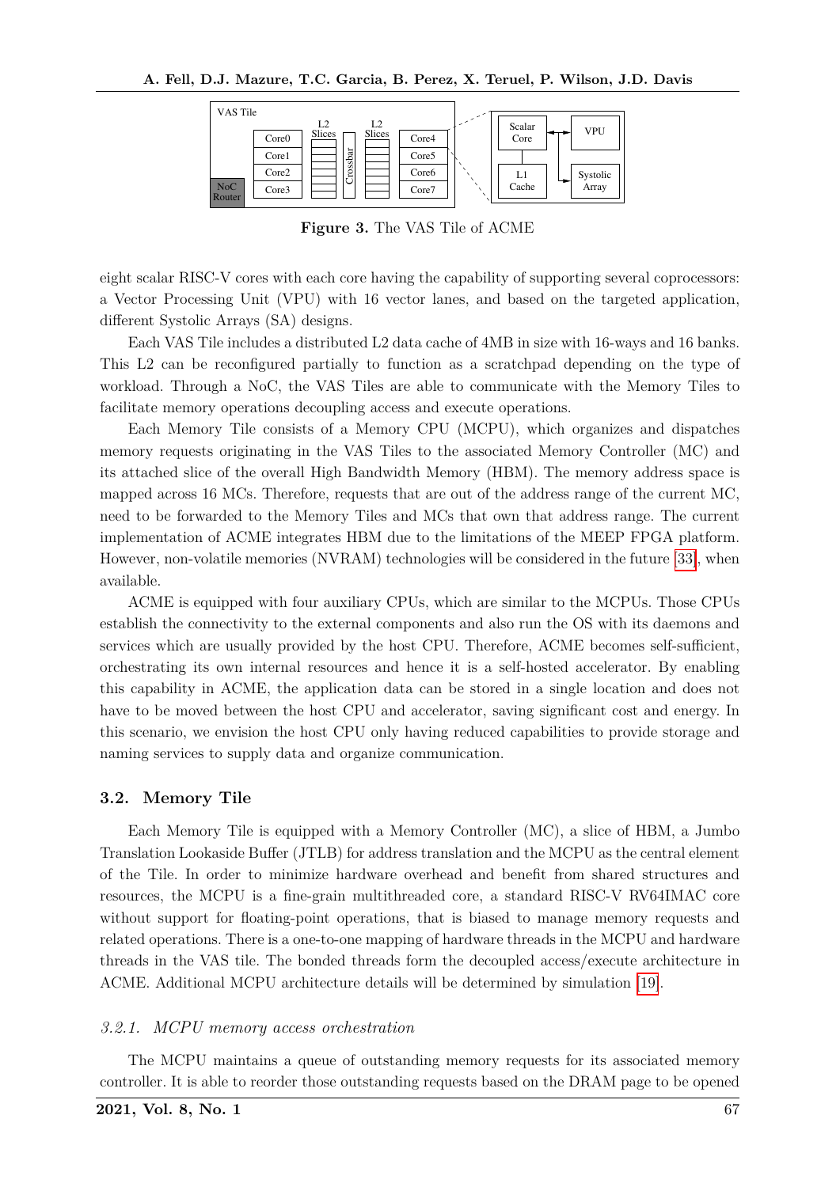**Figure 3.** The VAS Tile of ACME

eight scalar RISC-V cores with each core having the capability of supporting several coprocessors: a Vector Processing Unit (VPU) with 16 vector lanes, and based on the targeted application, different Systolic Arrays (SA) designs.

Each VAS Tile includes a distributed L2 data cache of 4MB in size with 16-ways and 16 banks. This L2 can be reconfigured partially to function as a scratchpad depending on the type of workload. Through a NoC, the VAS Tiles are able to communicate with the Memory Tiles to facilitate memory operations decoupling access and execute operations.

Each Memory Tile consists of a Memory CPU (MCPU), which organizes and dispatches memory requests originating in the VAS Tiles to the associated Memory Controller (MC) and its attached slice of the overall High Bandwidth Memory (HBM). The memory address space is mapped across 16 MCs. Therefore, requests that are out of the address range of the current MC, need to be forwarded to the Memory Tiles and MCs that own that address range. The current implementation of ACME integrates HBM due to the limitations of the MEEP FPGA platform. However, non-volatile memories (NVRAM) technologies will be considered in the future [33], when available.

ACME is equipped with four auxiliary CPUs, which are similar to the MCPUs. Those CPUs establish the connectivity to the external components and also run the OS with its daemons and services which are usually provided by the host CPU. Therefore, ACME becomes self-sufficient, orchestrating its own internal resources and hence it is a self-hosted accelerator. By enabling this capability in ACME, the application data can be stored in a single location and does not have to be moved between the host CPU and accelerator, saving significant cost and energy. In this scenario, we envision the host CPU only having reduced capabilities to provide storage and naming services to supply data and organize communication.

### 3.2. Memory Tile

Each Memory Tile is equipped with a Memory Controller (MC), a slice of HBM, a Jumbo Translation Lookaside Buffer (JTLB) for address translation and the MCPU as the central element of the Tile. In order to minimize hardware overhead and benefit from shared structures and resources, the MCPU is a fine-grain multithreaded core, a standard RISC-V RV64IMAC core without support for floating-point operations, that is biased to manage memory requests and related operations. There is a one-to-one mapping of hardware threads in the MCPU and hardware threads in the VAS tile. The bonded threads form the decoupled access/execute architecture in ACME. Additional MCPU architecture details will be determined by simulation [19].

#### *3.2.1. MCPU memory access orchestration*

The MCPU maintains a queue of outstanding memory requests for its associated memory controller. It is able to reorder those outstanding requests based on the DRAM page to be opened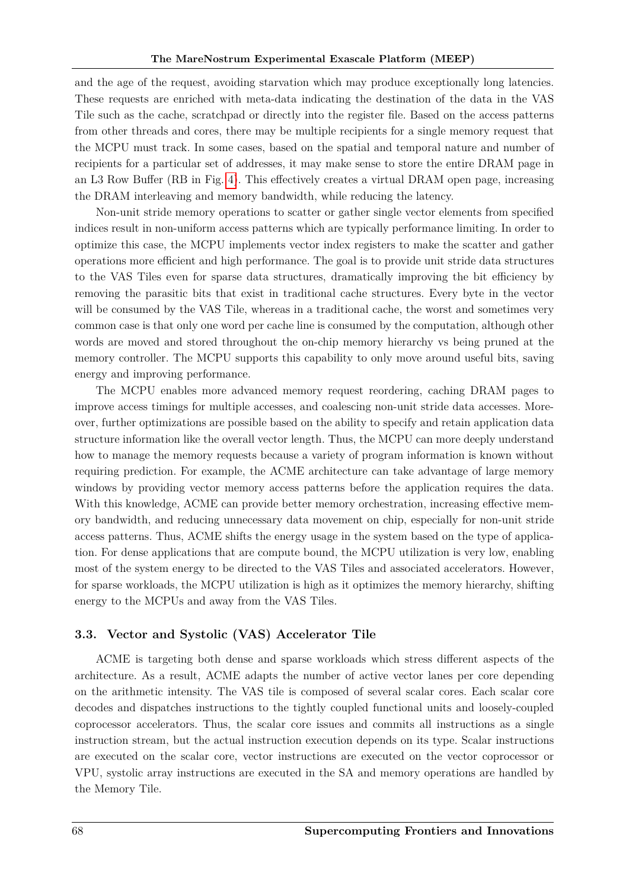and the age of the request, avoiding starvation which may produce exceptionally long latencies. These requests are enriched with meta-data indicating the destination of the data in the VAS Tile such as the cache, scratchpad or directly into the register file. Based on the access patterns from other threads and cores, there may be multiple recipients for a single memory request that the MCPU must track. In some cases, based on the spatial and temporal nature and number of recipients for a particular set of addresses, it may make sense to store the entire DRAM page in an L3 Row Buffer (RB in Fig. 4). This effectively creates a virtual DRAM open page, increasing the DRAM interleaving and memory bandwidth, while reducing the latency.

Non-unit stride memory operations to scatter or gather single vector elements from specified indices result in non-uniform access patterns which are typically performance limiting. In order to optimize this case, the MCPU implements vector index registers to make the scatter and gather operations more efficient and high performance. The goal is to provide unit stride data structures to the VAS Tiles even for sparse data structures, dramatically improving the bit efficiency by removing the parasitic bits that exist in traditional cache structures. Every byte in the vector will be consumed by the VAS Tile, whereas in a traditional cache, the worst and sometimes very common case is that only one word per cache line is consumed by the computation, although other words are moved and stored throughout the on-chip memory hierarchy vs being pruned at the memory controller. The MCPU supports this capability to only move around useful bits, saving energy and improving performance.

The MCPU enables more advanced memory request reordering, caching DRAM pages to improve access timings for multiple accesses, and coalescing non-unit stride data accesses. Moreover, further optimizations are possible based on the ability to specify and retain application data structure information like the overall vector length. Thus, the MCPU can more deeply understand how to manage the memory requests because a variety of program information is known without requiring prediction. For example, the ACME architecture can take advantage of large memory windows by providing vector memory access patterns before the application requires the data. With this knowledge, ACME can provide better memory orchestration, increasing effective memory bandwidth, and reducing unnecessary data movement on chip, especially for non-unit stride access patterns. Thus, ACME shifts the energy usage in the system based on the type of application. For dense applications that are compute bound, the MCPU utilization is very low, enabling most of the system energy to be directed to the VAS Tiles and associated accelerators. However, for sparse workloads, the MCPU utilization is high as it optimizes the memory hierarchy, shifting energy to the MCPUs and away from the VAS Tiles.

### 3.3. Vector and Systolic (VAS) Accelerator Tile

ACME is targeting both dense and sparse workloads which stress different aspects of the architecture. As a result, ACME adapts the number of active vector lanes per core depending on the arithmetic intensity. The VAS tile is composed of several scalar cores. Each scalar core decodes and dispatches instructions to the tightly coupled functional units and loosely-coupled coprocessor accelerators. Thus, the scalar core issues and commits all instructions as a single instruction stream, but the actual instruction execution depends on its type. Scalar instructions are executed on the scalar core, vector instructions are executed on the vector coprocessor or VPU, systolic array instructions are executed in the SA and memory operations are handled by the Memory Tile.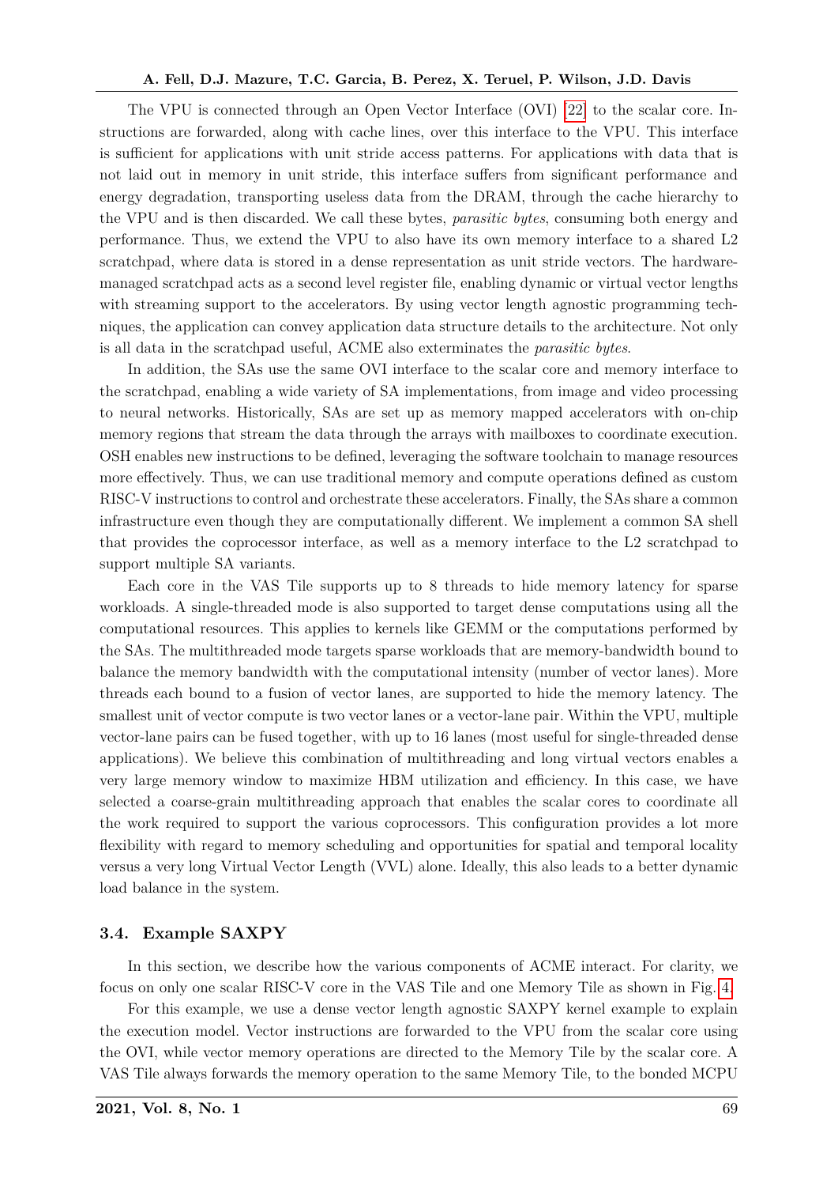The VPU is connected through an Open Vector Interface (OVI) [22] to the scalar core. Instructions are forwarded, along with cache lines, over this interface to the VPU. This interface is sufficient for applications with unit stride access patterns. For applications with data that is not laid out in memory in unit stride, this interface suffers from significant performance and energy degradation, transporting useless data from the DRAM, through the cache hierarchy to the VPU and is then discarded. We call these bytes, *parasitic bytes*, consuming both energy and performance. Thus, we extend the VPU to also have its own memory interface to a shared L2 scratchpad, where data is stored in a dense representation as unit stride vectors. The hardware-managed scratchpad acts as a second level register file, enabling dynamic or virtual vector lengths with streaming support to the accelerators. By using vector length agnostic programming techniques, the application can convey application data structure details to the architecture. Not only is all data in the scratchpad useful, ACME also exterminates the *parasitic bytes*.

In addition, the SAs use the same OVI interface to the scalar core and memory interface to the scratchpad, enabling a wide variety of SA implementations, from image and video processing to neural networks. Historically, SAs are set up as memory mapped accelerators with on-chip memory regions that stream the data through the arrays with mailboxes to coordinate execution. OSH enables new instructions to be defined, leveraging the software toolchain to manage resources more effectively. Thus, we can use traditional memory and compute operations defined as custom RISC-V instructions to control and orchestrate these accelerators. Finally, the SAs share a common infrastructure even though they are computationally different. We implement a common SA shell that provides the coprocessor interface, as well as a memory interface to the L2 scratchpad to support multiple SA variants.

Each core in the VAS Tile supports up to 8 threads to hide memory latency for sparse workloads. A single-threaded mode is also supported to target dense computations using all the computational resources. This applies to kernels like GEMM or the computations performed by the SAs. The multithreaded mode targets sparse workloads that are memory-bandwidth bound to balance the memory bandwidth with the computational intensity (number of vector lanes). More threads each bound to a fusion of vector lanes, are supported to hide the memory latency. The smallest unit of vector compute is two vector lanes or a vector-lane pair. Within the VPU, multiple vector-lane pairs can be fused together, with up to 16 lanes (most useful for single-threaded dense applications). We believe this combination of multithreading and long virtual vectors enables a very large memory window to maximize HBM utilization and efficiency. In this case, we have selected a coarse-grain multithreading approach that enables the scalar cores to coordinate all the work required to support the various coprocessors. This configuration provides a lot more flexibility with regard to memory scheduling and opportunities for spatial and temporal locality versus a very long Virtual Vector Length (VVL) alone. Ideally, this also leads to a better dynamic load balance in the system.

### 3.4. Example SAXPY

In this section, we describe how the various components of ACME interact. For clarity, we focus on only one scalar RISC-V core in the VAS Tile and one Memory Tile as shown in Fig. 4.

For this example, we use a dense vector length agnostic SAXPY kernel example to explain the execution model. Vector instructions are forwarded to the VPU from the scalar core using the OVI, while vector memory operations are directed to the Memory Tile by the scalar core. A VAS Tile always forwards the memory operation to the same Memory Tile, to the bonded MCPU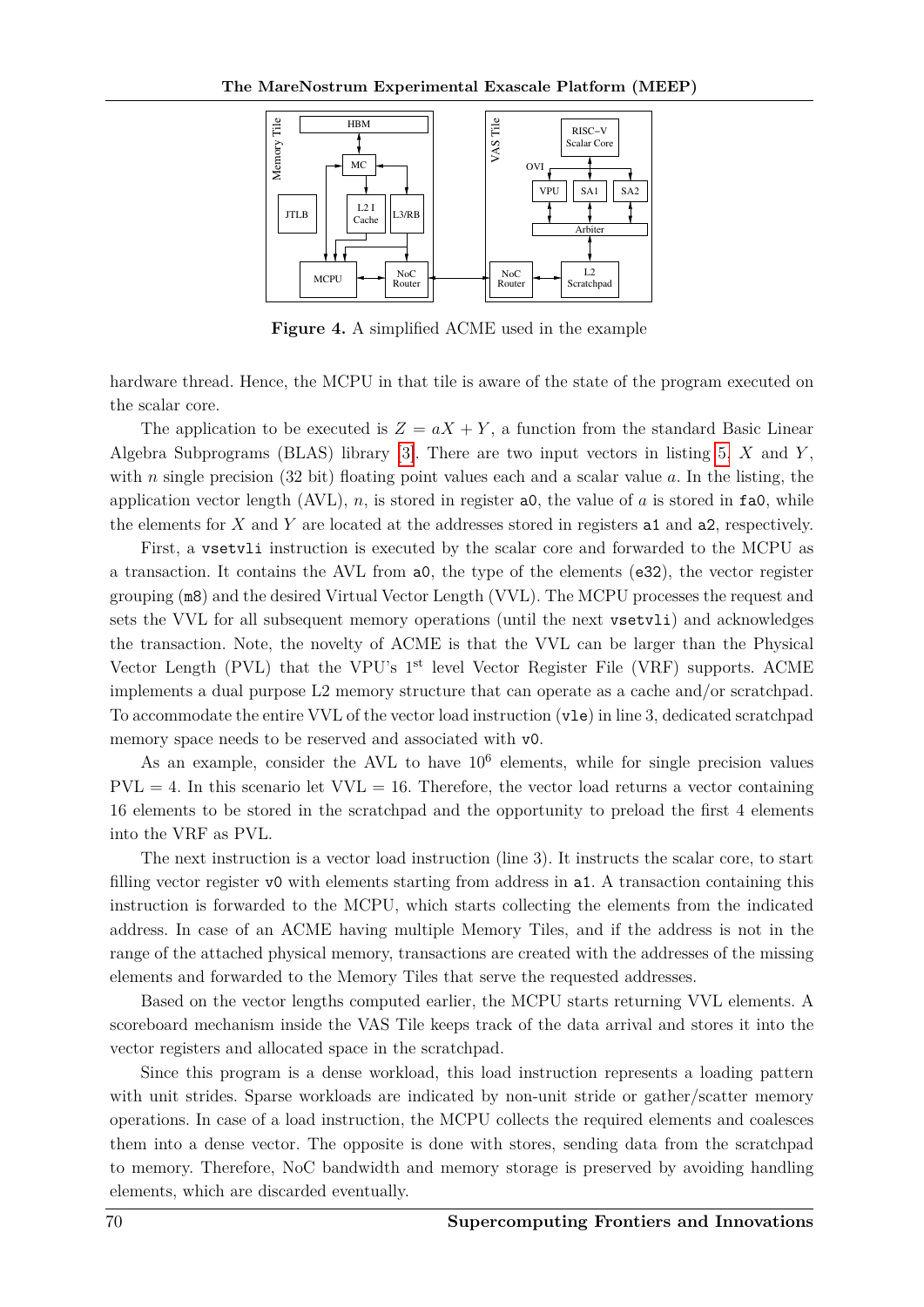**Figure 4.** A simplified ACME used in the example

hardware thread. Hence, the MCPU in that tile is aware of the state of the program executed on the scalar core.

The application to be executed is $Z = aX + Y$, a function from the standard Basic Linear Algebra Subprograms (BLAS) library [3]. There are two input vectors in listing 5, $X$ and $Y$, with $n$ single precision (32 bit) floating point values each and a scalar value $a$. In the listing, the application vector length (AVL), $n$, is stored in register `a0`, the value of $a$ is stored in `fa0`, while the elements for $X$ and $Y$ are located at the addresses stored in registers `a1` and `a2`, respectively.

First, a `vsetvli` instruction is executed by the scalar core and forwarded to the MCPU as a transaction. It contains the AVL from `a0`, the type of the elements (`e32`), the vector register grouping (`m8`) and the desired Virtual Vector Length (VVL). The MCPU processes the request and sets the VVL for all subsequent memory operations (until the next `vsetvli`) and acknowledges the transaction. Note, the novelty of ACME is that the VVL can be larger than the Physical Vector Length (PVL) that the VPU's 1st level Vector Register File (VRF) supports. ACME implements a dual purpose L2 memory structure that can operate as a cache and/or scratchpad. To accommodate the entire VVL of the vector load instruction (`vle`) in line 3, dedicated scratchpad memory space needs to be reserved and associated with `v0`.

As an example, consider the AVL to have $10^6$ elements, while for single precision values PVL = 4. In this scenario let VVL = 16. Therefore, the vector load returns a vector containing 16 elements to be stored in the scratchpad and the opportunity to preload the first 4 elements into the VRF as PVL.

The next instruction is a vector load instruction (line 3). It instructs the scalar core, to start filling vector register `v0` with elements starting from address in `a1`. A transaction containing this instruction is forwarded to the MCPU, which starts collecting the elements from the indicated address. In case of an ACME having multiple Memory Tiles, and if the address is not in the range of the attached physical memory, transactions are created with the addresses of the missing elements and forwarded to the Memory Tiles that serve the requested addresses.

Based on the vector lengths computed earlier, the MCPU starts returning VVL elements. A scoreboard mechanism inside the VAS Tile keeps track of the data arrival and stores it into the vector registers and allocated space in the scratchpad.

Since this program is a dense workload, this load instruction represents a loading pattern with unit strides. Sparse workloads are indicated by non-unit stride or gather/scatter memory operations. In case of a load instruction, the MCPU collects the required elements and coalesces them into a dense vector. The opposite is done with stores, sending data from the scratchpad to memory. Therefore, NoC bandwidth and memory storage is preserved by avoiding handling elements, which are discarded eventually.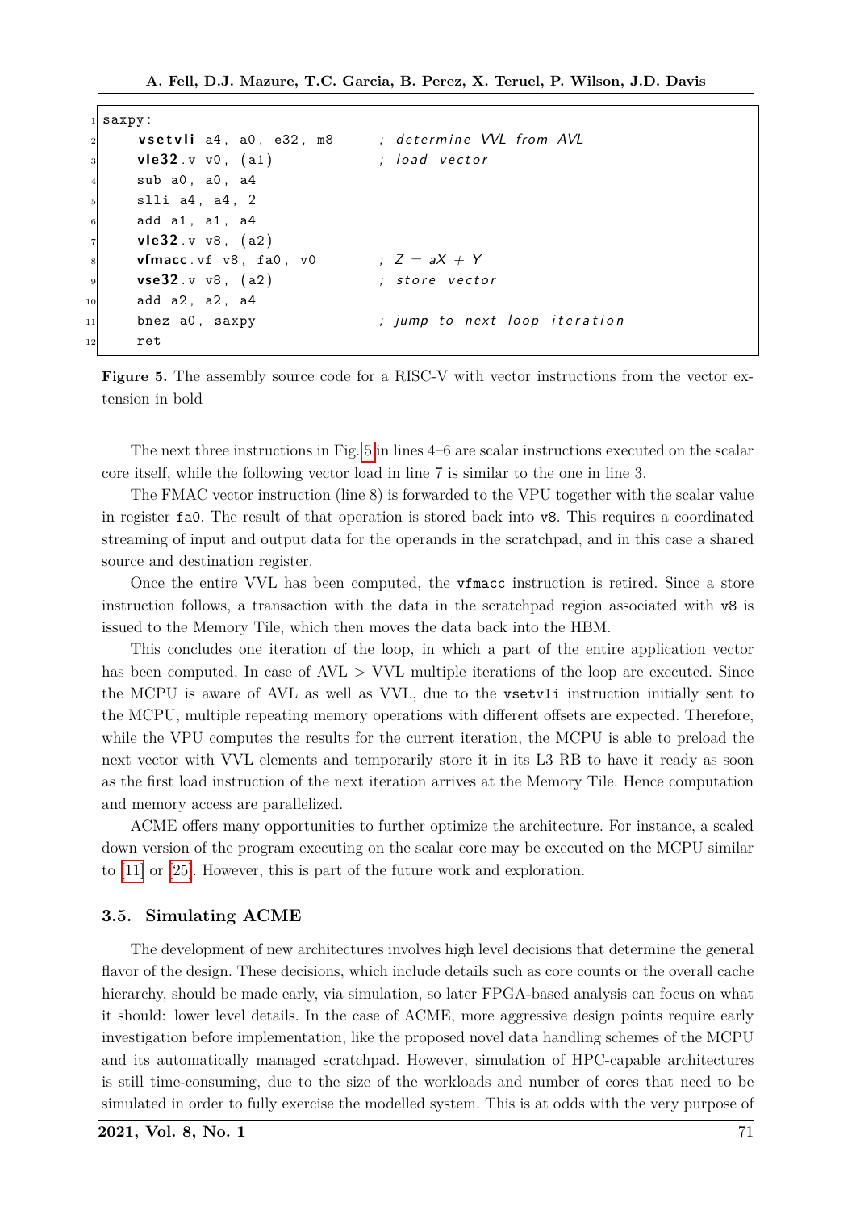```
saxpy:
    vsetvli a4, a0, e32, m8      ; determine VVL from AVL
    vle32.v v0, (a1)             ; load vector
    sub a0, a0, a4
    slli a4, a4, 2
    add a1, a1, a4
    vle32.v v8, (a2)
    vfmacc.vf v8, fa0, v0        ; Z = aX + Y
    vse32.v v8, (a2)             ; store vector
    add a2, a2, a4
    bnez a0, saxpy               ; jump to next loop iteration
    ret
```

**Figure 5.** The assembly source code for a RISC-V with vector instructions from the vector extension in bold

The next three instructions in Fig. 5 in lines 4–6 are scalar instructions executed on the scalar core itself, while the following vector load in line 7 is similar to the one in line 3.

The FMAC vector instruction (line 8) is forwarded to the VPU together with the scalar value in register `fa0`. The result of that operation is stored back into `v8`. This requires a coordinated streaming of input and output data for the operands in the scratchpad, and in this case a shared source and destination register.

Once the entire VVL has been computed, the `vfmacc` instruction is retired. Since a store instruction follows, a transaction with the data in the scratchpad region associated with `v8` is issued to the Memory Tile, which then moves the data back into the HBM.

This concludes one iteration of the loop, in which a part of the entire application vector has been computed. In case of AVL > VVL multiple iterations of the loop are executed. Since the MCPU is aware of AVL as well as VVL, due to the `vsetvli` instruction initially sent to the MCPU, multiple repeating memory operations with different offsets are expected. Therefore, while the VPU computes the results for the current iteration, the MCPU is able to preload the next vector with VVL elements and temporarily store it in its L3 RB to have it ready as soon as the first load instruction of the next iteration arrives at the Memory Tile. Hence computation and memory access are parallelized.

ACME offers many opportunities to further optimize the architecture. For instance, a scaled down version of the program executing on the scalar core may be executed on the MCPU similar to [11] or [25]. However, this is part of the future work and exploration.

### 3.5. Simulating ACME

The development of new architectures involves high level decisions that determine the general flavor of the design. These decisions, which include details such as core counts or the overall cache hierarchy, should be made early, via simulation, so later FPGA-based analysis can focus on what it should: lower level details. In the case of ACME, more aggressive design points require early investigation before implementation, like the proposed novel data handling schemes of the MCPU and its automatically managed scratchpad. However, simulation of HPC-capable architectures is still time-consuming, due to the size of the workloads and number of cores that need to be simulated in order to fully exercise the modelled system. This is at odds with the very purpose of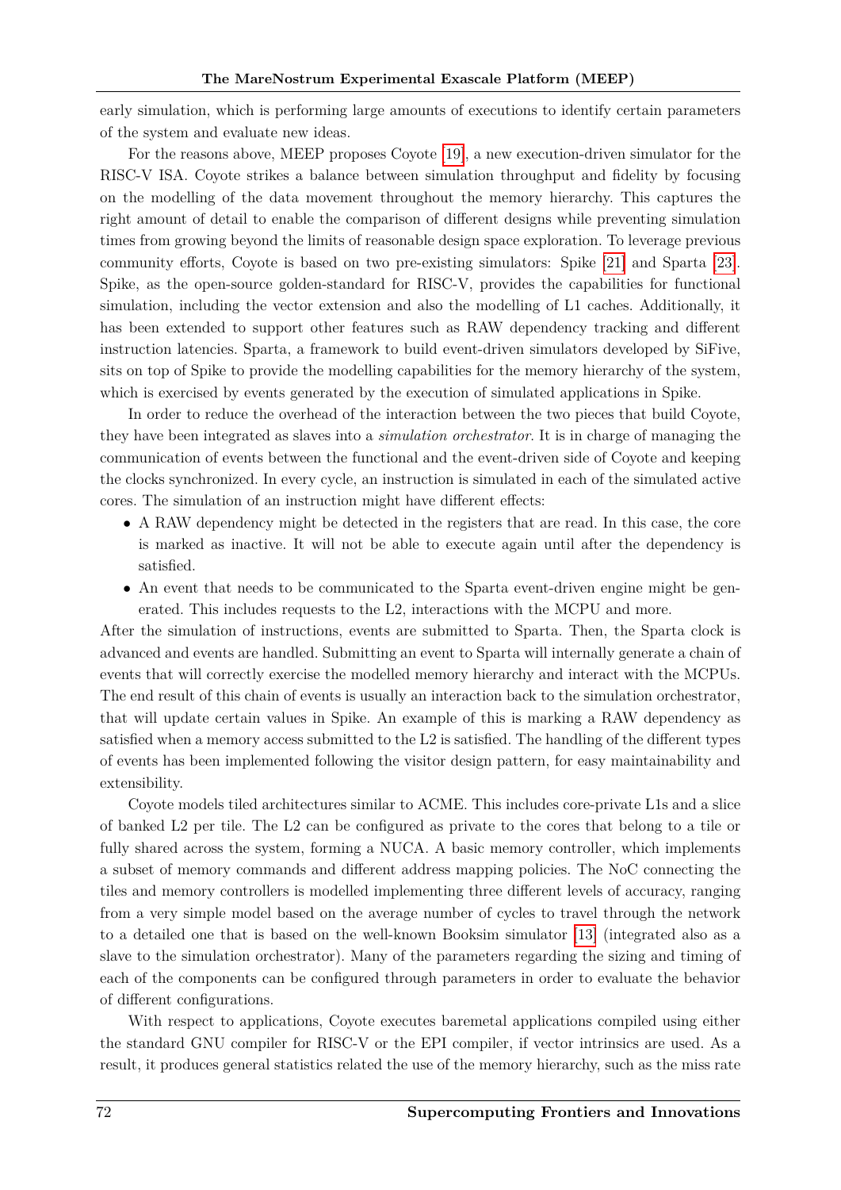early simulation, which is performing large amounts of executions to identify certain parameters of the system and evaluate new ideas.

For the reasons above, MEEP proposes Coyote [19], a new execution-driven simulator for the RISC-V ISA. Coyote strikes a balance between simulation throughput and fidelity by focusing on the modelling of the data movement throughout the memory hierarchy. This captures the right amount of detail to enable the comparison of different designs while preventing simulation times from growing beyond the limits of reasonable design space exploration. To leverage previous community efforts, Coyote is based on two pre-existing simulators: Spike [21] and Sparta [23]. Spike, as the open-source golden-standard for RISC-V, provides the capabilities for functional simulation, including the vector extension and also the modelling of L1 caches. Additionally, it has been extended to support other features such as RAW dependency tracking and different instruction latencies. Sparta, a framework to build event-driven simulators developed by SiFive, sits on top of Spike to provide the modelling capabilities for the memory hierarchy of the system, which is exercised by events generated by the execution of simulated applications in Spike.

In order to reduce the overhead of the interaction between the two pieces that build Coyote, they have been integrated as slaves into a *simulation orchestrator*. It is in charge of managing the communication of events between the functional and the event-driven side of Coyote and keeping the clocks synchronized. In every cycle, an instruction is simulated in each of the simulated active cores. The simulation of an instruction might have different effects:

- A RAW dependency might be detected in the registers that are read. In this case, the core is marked as inactive. It will not be able to execute again until after the dependency is satisfied.
- An event that needs to be communicated to the Sparta event-driven engine might be generated. This includes requests to the L2, interactions with the MCPU and more.

After the simulation of instructions, events are submitted to Sparta. Then, the Sparta clock is advanced and events are handled. Submitting an event to Sparta will internally generate a chain of events that will correctly exercise the modelled memory hierarchy and interact with the MCPUs. The end result of this chain of events is usually an interaction back to the simulation orchestrator, that will update certain values in Spike. An example of this is marking a RAW dependency as satisfied when a memory access submitted to the L2 is satisfied. The handling of the different types of events has been implemented following the visitor design pattern, for easy maintainability and extensibility.

Coyote models tiled architectures similar to ACME. This includes core-private L1s and a slice of banked L2 per tile. The L2 can be configured as private to the cores that belong to a tile or fully shared across the system, forming a NUCA. A basic memory controller, which implements a subset of memory commands and different address mapping policies. The NoC connecting the tiles and memory controllers is modelled implementing three different levels of accuracy, ranging from a very simple model based on the average number of cycles to travel through the network to a detailed one that is based on the well-known Booksim simulator [13] (integrated also as a slave to the simulation orchestrator). Many of the parameters regarding the sizing and timing of each of the components can be configured through parameters in order to evaluate the behavior of different configurations.

With respect to applications, Coyote executes baremetal applications compiled using either the standard GNU compiler for RISC-V or the EPI compiler, if vector intrinsics are used. As a result, it produces general statistics related the use of the memory hierarchy, such as the miss rate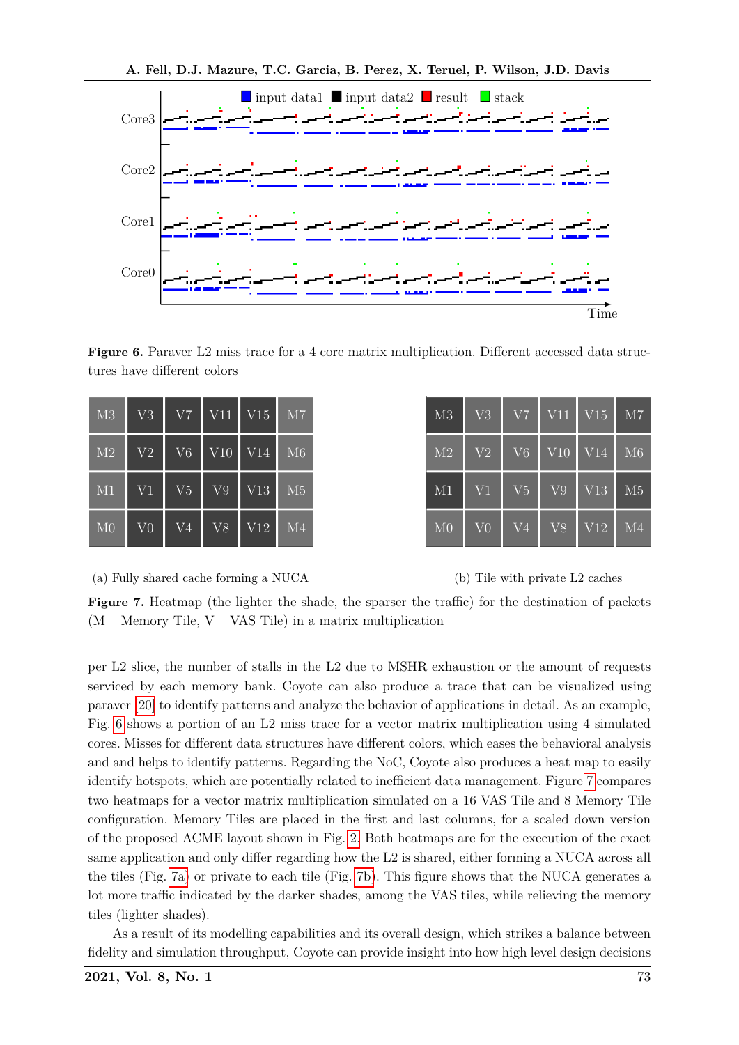**Figure 6.** Paraver L2 miss trace for a 4 core matrix multiplication. Different accessed data structures have different colors

| M3 | V3 | V7 | V11 | V15 | M7 |
|---|---|---|---|---|---|
| M2 | V2 | V6 | V10 | V14 | M6 |
| M1 | V1 | V5 | V9 | V13 | M5 |
| M0 | V0 | V4 | V8 | V12 | M4 |

(a) Fully shared cache forming a NUCA

| M3 | V3 | V7 | V11 | V15 | M7 |
|---|---|---|---|---|---|
| M2 | V2 | V6 | V10 | V14 | M6 |
| M1 | V1 | V5 | V9 | V13 | M5 |
| M0 | V0 | V4 | V8 | V12 | M4 |

(b) Tile with private L2 caches

**Figure 7.** Heatmap (the lighter the shade, the sparser the traffic) for the destination of packets (M – Memory Tile, V – VAS Tile) in a matrix multiplication

per L2 slice, the number of stalls in the L2 due to MSHR exhaustion or the amount of requests serviced by each memory bank. Coyote can also produce a trace that can be visualized using paraver [20] to identify patterns and analyze the behavior of applications in detail. As an example, Fig. 6 shows a portion of an L2 miss trace for a vector matrix multiplication using 4 simulated cores. Misses for different data structures have different colors, which eases the behavioral analysis and and helps to identify patterns. Regarding the NoC, Coyote also produces a heat map to easily identify hotspots, which are potentially related to inefficient data management. Figure 7 compares two heatmaps for a vector matrix multiplication simulated on a 16 VAS Tile and 8 Memory Tile configuration. Memory Tiles are placed in the first and last columns, for a scaled down version of the proposed ACME layout shown in Fig. 2. Both heatmaps are for the execution of the exact same application and only differ regarding how the L2 is shared, either forming a NUCA across all the tiles (Fig. 7a) or private to each tile (Fig. 7b). This figure shows that the NUCA generates a lot more traffic indicated by the darker shades, among the VAS tiles, while relieving the memory tiles (lighter shades).

As a result of its modelling capabilities and its overall design, which strikes a balance between fidelity and simulation throughput, Coyote can provide insight into how high level design decisions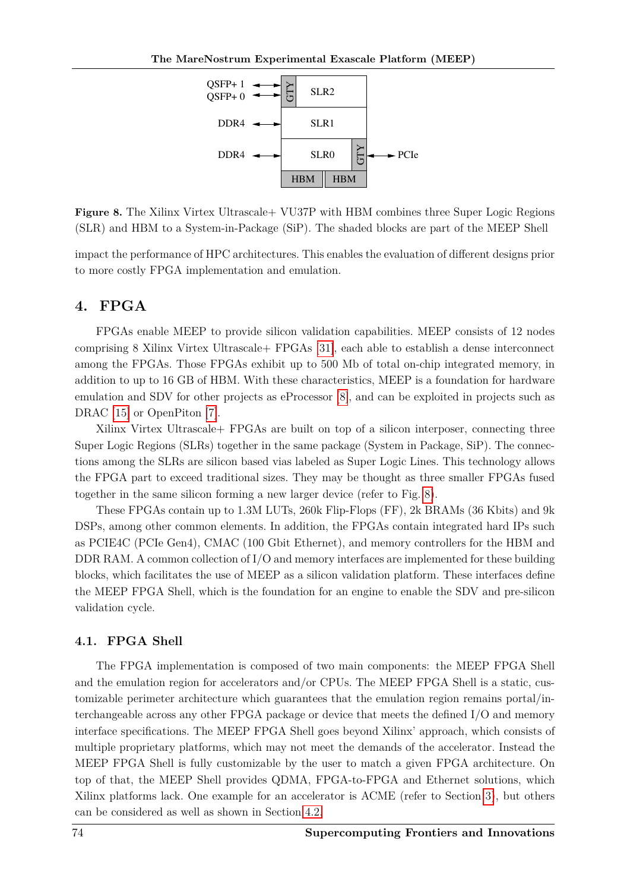**Figure 8.** The Xilinx Virtex Ultrascale+ VU37P with HBM combines three Super Logic Regions (SLR) and HBM to a System-in-Package (SiP). The shaded blocks are part of the MEEP Shell

impact the performance of HPC architectures. This enables the evaluation of different designs prior to more costly FPGA implementation and emulation.

## 4. FPGA

FPGAs enable MEEP to provide silicon validation capabilities. MEEP consists of 12 nodes comprising 8 Xilinx Virtex Ultrascale+ FPGAs [31], each able to establish a dense interconnect among the FPGAs. Those FPGAs exhibit up to 500 Mb of total on-chip integrated memory, in addition to up to 16 GB of HBM. With these characteristics, MEEP is a foundation for hardware emulation and SDV for other projects as eProcessor [8], and can be exploited in projects such as DRAC [15] or OpenPiton [7].

Xilinx Virtex Ultrascale+ FPGAs are built on top of a silicon interposer, connecting three Super Logic Regions (SLRs) together in the same package (System in Package, SiP). The connections among the SLRs are silicon based vias labeled as Super Logic Lines. This technology allows the FPGA part to exceed traditional sizes. They may be thought as three smaller FPGAs fused together in the same silicon forming a new larger device (refer to Fig. 8).

These FPGAs contain up to 1.3M LUTs, 260k Flip-Flops (FF), 2k BRAMs (36 Kbits) and 9k DSPs, among other common elements. In addition, the FPGAs contain integrated hard IPs such as PCIE4C (PCIe Gen4), CMAC (100 Gbit Ethernet), and memory controllers for the HBM and DDR RAM. A common collection of I/O and memory interfaces are implemented for these building blocks, which facilitates the use of MEEP as a silicon validation platform. These interfaces define the MEEP FPGA Shell, which is the foundation for an engine to enable the SDV and pre-silicon validation cycle.

### 4.1. FPGA Shell

The FPGA implementation is composed of two main components: the MEEP FPGA Shell and the emulation region for accelerators and/or CPUs. The MEEP FPGA Shell is a static, customizable perimeter architecture which guarantees that the emulation region remains portal/interchangeable across any other FPGA package or device that meets the defined I/O and memory interface specifications. The MEEP FPGA Shell goes beyond Xilinx' approach, which consists of multiple proprietary platforms, which may not meet the demands of the accelerator. Instead the MEEP FPGA Shell is fully customizable by the user to match a given FPGA architecture. On top of that, the MEEP Shell provides QDMA, FPGA-to-FPGA and Ethernet solutions, which Xilinx platforms lack. One example for an accelerator is ACME (refer to Section 3), but others can be considered as well as shown in Section 4.2.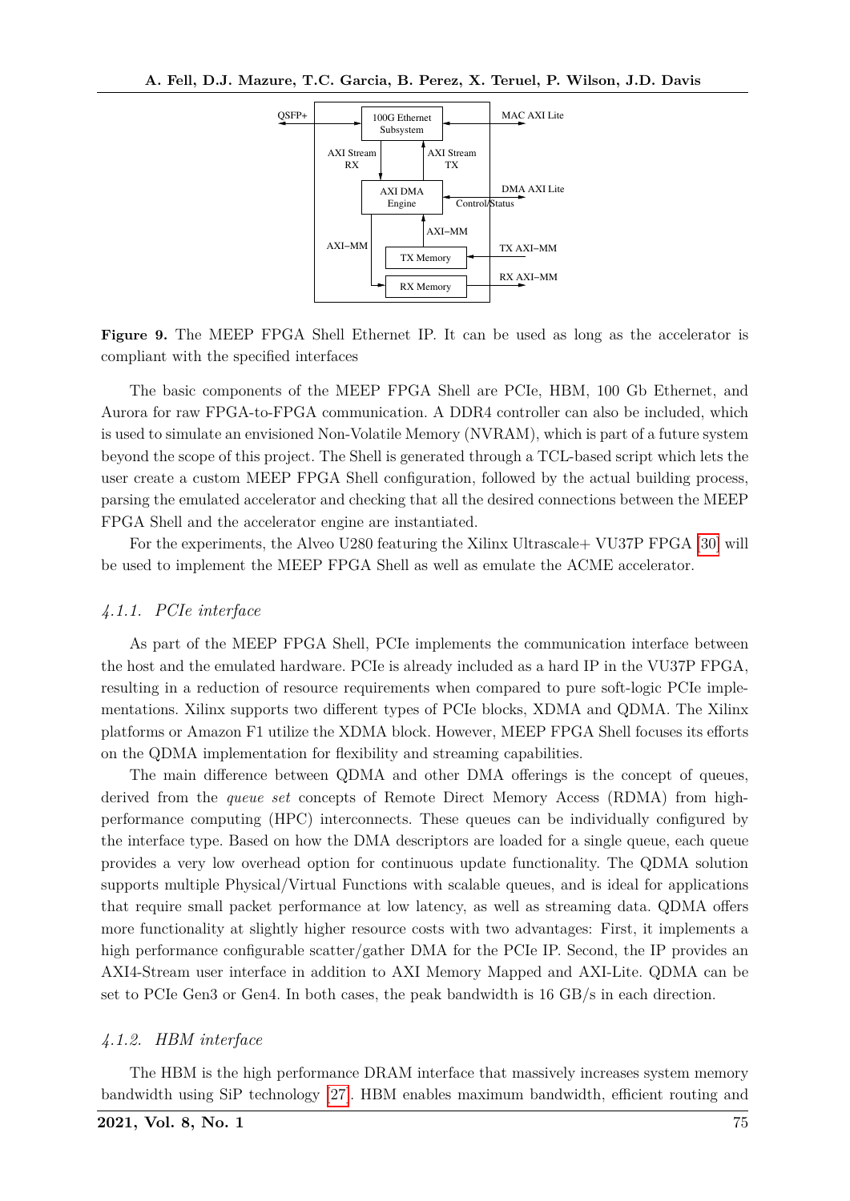**Figure 9.** The MEEP FPGA Shell Ethernet IP. It can be used as long as the accelerator is compliant with the specified interfaces

The basic components of the MEEP FPGA Shell are PCIe, HBM, 100 Gb Ethernet, and Aurora for raw FPGA-to-FPGA communication. A DDR4 controller can also be included, which is used to simulate an envisioned Non-Volatile Memory (NVRAM), which is part of a future system beyond the scope of this project. The Shell is generated through a TCL-based script which lets the user create a custom MEEP FPGA Shell configuration, followed by the actual building process, parsing the emulated accelerator and checking that all the desired connections between the MEEP FPGA Shell and the accelerator engine are instantiated.

For the experiments, the Alveo U280 featuring the Xilinx Ultrascale+ VU37P FPGA [30] will be used to implement the MEEP FPGA Shell as well as emulate the ACME accelerator.

#### *4.1.1. PCIe interface*

As part of the MEEP FPGA Shell, PCIe implements the communication interface between the host and the emulated hardware. PCIe is already included as a hard IP in the VU37P FPGA, resulting in a reduction of resource requirements when compared to pure soft-logic PCIe implementations. Xilinx supports two different types of PCIe blocks, XDMA and QDMA. The Xilinx platforms or Amazon F1 utilize the XDMA block. However, MEEP FPGA Shell focuses its efforts on the QDMA implementation for flexibility and streaming capabilities.

The main difference between QDMA and other DMA offerings is the concept of queues, derived from the *queue set* concepts of Remote Direct Memory Access (RDMA) from high-performance computing (HPC) interconnects. These queues can be individually configured by the interface type. Based on how the DMA descriptors are loaded for a single queue, each queue provides a very low overhead option for continuous update functionality. The QDMA solution supports multiple Physical/Virtual Functions with scalable queues, and is ideal for applications that require small packet performance at low latency, as well as streaming data. QDMA offers more functionality at slightly higher resource costs with two advantages: First, it implements a high performance configurable scatter/gather DMA for the PCIe IP. Second, the IP provides an AXI4-Stream user interface in addition to AXI Memory Mapped and AXI-Lite. QDMA can be set to PCIe Gen3 or Gen4. In both cases, the peak bandwidth is 16 GB/s in each direction.

#### *4.1.2. HBM interface*

The HBM is the high performance DRAM interface that massively increases system memory bandwidth using SiP technology [27]. HBM enables maximum bandwidth, efficient routing and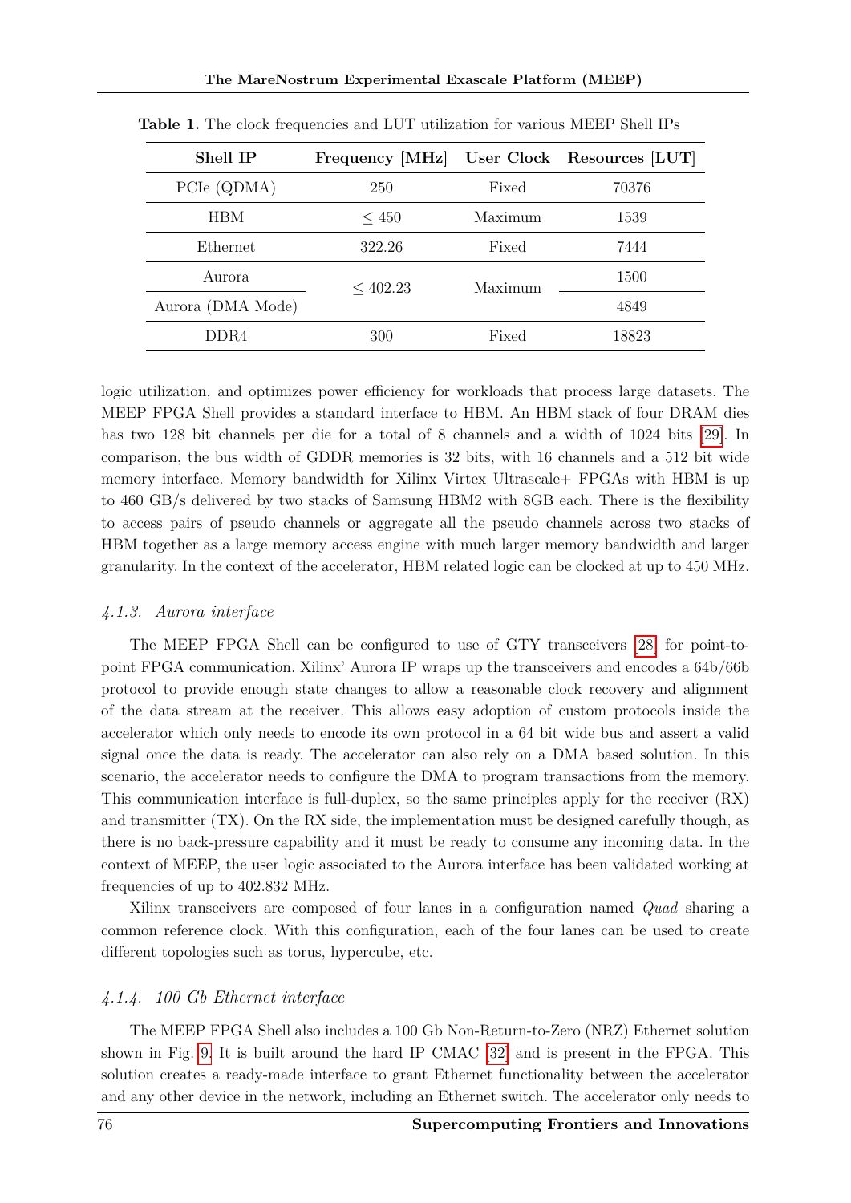**Table 1.** The clock frequencies and LUT utilization for various MEEP Shell IPs

| Shell IP | Frequency [MHz] | User Clock | Resources [LUT] |
|---|---|---|---|
| PCIe (QDMA) | 250 | Fixed | 70376 |
| HBM | $\leq 450$ | Maximum | 1539 |
| Ethernet | 322.26 | Fixed | 7444 |
| Aurora | $\leq 402.23$ | Maximum | 1500 |
| Aurora (DMA Mode) | | | 4849 |
| DDR4 | 300 | Fixed | 18823 |

logic utilization, and optimizes power efficiency for workloads that process large datasets. The MEEP FPGA Shell provides a standard interface to HBM. An HBM stack of four DRAM dies has two 128 bit channels per die for a total of 8 channels and a width of 1024 bits [29]. In comparison, the bus width of GDDR memories is 32 bits, with 16 channels and a 512 bit wide memory interface. Memory bandwidth for Xilinx Virtex Ultrascale+ FPGAs with HBM is up to 460 GB/s delivered by two stacks of Samsung HBM2 with 8GB each. There is the flexibility to access pairs of pseudo channels or aggregate all the pseudo channels across two stacks of HBM together as a large memory access engine with much larger memory bandwidth and larger granularity. In the context of the accelerator, HBM related logic can be clocked at up to 450 MHz.

#### *4.1.3. Aurora interface*

The MEEP FPGA Shell can be configured to use of GTY transceivers [28] for point-to-point FPGA communication. Xilinx' Aurora IP wraps up the transceivers and encodes a 64b/66b protocol to provide enough state changes to allow a reasonable clock recovery and alignment of the data stream at the receiver. This allows easy adoption of custom protocols inside the accelerator which only needs to encode its own protocol in a 64 bit wide bus and assert a valid signal once the data is ready. The accelerator can also rely on a DMA based solution. In this scenario, the accelerator needs to configure the DMA to program transactions from the memory. This communication interface is full-duplex, so the same principles apply for the receiver (RX) and transmitter (TX). On the RX side, the implementation must be designed carefully though, as there is no back-pressure capability and it must be ready to consume any incoming data. In the context of MEEP, the user logic associated to the Aurora interface has been validated working at frequencies of up to 402.832 MHz.

Xilinx transceivers are composed of four lanes in a configuration named *Quad* sharing a common reference clock. With this configuration, each of the four lanes can be used to create different topologies such as torus, hypercube, etc.

#### *4.1.4. 100 Gb Ethernet interface*

The MEEP FPGA Shell also includes a 100 Gb Non-Return-to-Zero (NRZ) Ethernet solution shown in Fig. 9. It is built around the hard IP CMAC [32] and is present in the FPGA. This solution creates a ready-made interface to grant Ethernet functionality between the accelerator and any other device in the network, including an Ethernet switch. The accelerator only needs to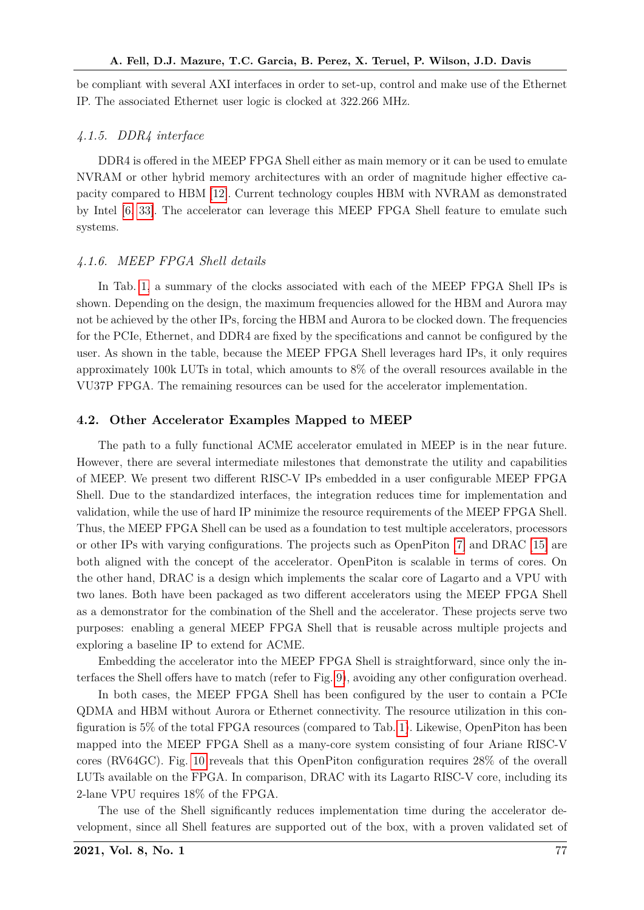be compliant with several AXI interfaces in order to set-up, control and make use of the Ethernet IP. The associated Ethernet user logic is clocked at 322.266 MHz.

#### *4.1.5. DDR4 interface*

DDR4 is offered in the MEEP FPGA Shell either as main memory or it can be used to emulate NVRAM or other hybrid memory architectures with an order of magnitude higher effective capacity compared to HBM [12]. Current technology couples HBM with NVRAM as demonstrated by Intel [6, 33]. The accelerator can leverage this MEEP FPGA Shell feature to emulate such systems.

#### *4.1.6. MEEP FPGA Shell details*

In Tab. 1, a summary of the clocks associated with each of the MEEP FPGA Shell IPs is shown. Depending on the design, the maximum frequencies allowed for the HBM and Aurora may not be achieved by the other IPs, forcing the HBM and Aurora to be clocked down. The frequencies for the PCIe, Ethernet, and DDR4 are fixed by the specifications and cannot be configured by the user. As shown in the table, because the MEEP FPGA Shell leverages hard IPs, it only requires approximately 100k LUTs in total, which amounts to 8% of the overall resources available in the VU37P FPGA. The remaining resources can be used for the accelerator implementation.

### 4.2. Other Accelerator Examples Mapped to MEEP

The path to a fully functional ACME accelerator emulated in MEEP is in the near future. However, there are several intermediate milestones that demonstrate the utility and capabilities of MEEP. We present two different RISC-V IPs embedded in a user configurable MEEP FPGA Shell. Due to the standardized interfaces, the integration reduces time for implementation and validation, while the use of hard IP minimize the resource requirements of the MEEP FPGA Shell. Thus, the MEEP FPGA Shell can be used as a foundation to test multiple accelerators, processors or other IPs with varying configurations. The projects such as OpenPiton [7] and DRAC [15] are both aligned with the concept of the accelerator. OpenPiton is scalable in terms of cores. On the other hand, DRAC is a design which implements the scalar core of Lagarto and a VPU with two lanes. Both have been packaged as two different accelerators using the MEEP FPGA Shell as a demonstrator for the combination of the Shell and the accelerator. These projects serve two purposes: enabling a general MEEP FPGA Shell that is reusable across multiple projects and exploring a baseline IP to extend for ACME.

Embedding the accelerator into the MEEP FPGA Shell is straightforward, since only the interfaces the Shell offers have to match (refer to Fig. 9), avoiding any other configuration overhead.

In both cases, the MEEP FPGA Shell has been configured by the user to contain a PCIe QDMA and HBM without Aurora or Ethernet connectivity. The resource utilization in this configuration is 5% of the total FPGA resources (compared to Tab. 1). Likewise, OpenPiton has been mapped into the MEEP FPGA Shell as a many-core system consisting of four Ariane RISC-V cores (RV64GC). Fig. 10 reveals that this OpenPiton configuration requires 28% of the overall LUTs available on the FPGA. In comparison, DRAC with its Lagarto RISC-V core, including its 2-lane VPU requires 18% of the FPGA.

The use of the Shell significantly reduces implementation time during the accelerator development, since all Shell features are supported out of the box, with a proven validated set of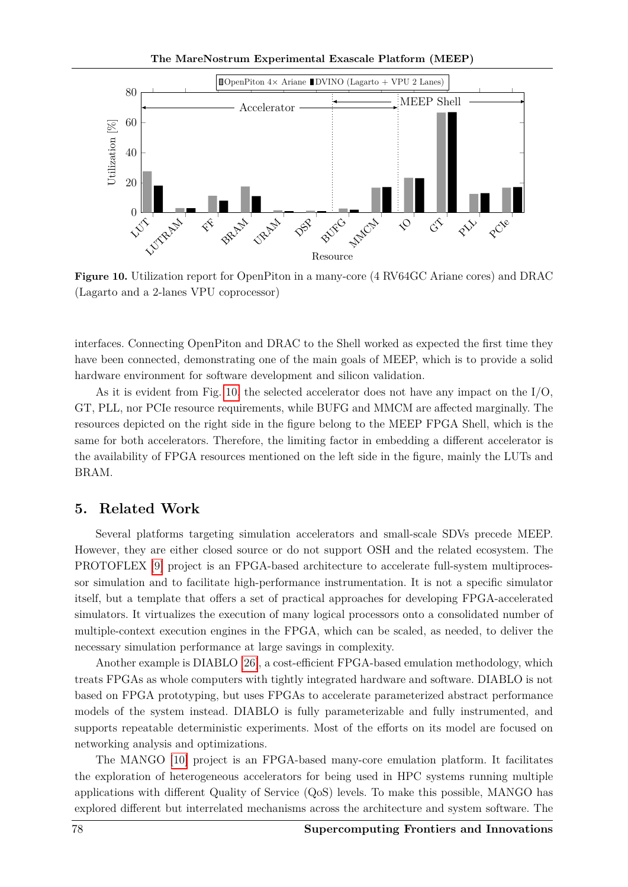Figure 10. Utilization report for OpenPiton in a many-core (4 RV64GC Ariane cores) and DRAC (Lagarto and a 2-lanes VPU coprocessor)

interfaces. Connecting OpenPiton and DRAC to the Shell worked as expected the first time they have been connected, demonstrating one of the main goals of MEEP, which is to provide a solid hardware environment for software development and silicon validation.

As it is evident from Fig. 10, the selected accelerator does not have any impact on the I/O, GT, PLL, nor PCIe resource requirements, while BUFG and MMCM are affected marginally. The resources depicted on the right side in the figure belong to the MEEP FPGA Shell, which is the same for both accelerators. Therefore, the limiting factor in embedding a different accelerator is the availability of FPGA resources mentioned on the left side in the figure, mainly the LUTs and BRAM.

## 5. Related Work

Several platforms targeting simulation accelerators and small-scale SDVs precede MEEP. However, they are either closed source or do not support OSH and the related ecosystem. The PROTOFLEX [9] project is an FPGA-based architecture to accelerate full-system multiprocessor simulation and to facilitate high-performance instrumentation. It is not a specific simulator itself, but a template that offers a set of practical approaches for developing FPGA-accelerated simulators. It virtualizes the execution of many logical processors onto a consolidated number of multiple-context execution engines in the FPGA, which can be scaled, as needed, to deliver the necessary simulation performance at large savings in complexity.

Another example is DIABLO [26], a cost-efficient FPGA-based emulation methodology, which treats FPGAs as whole computers with tightly integrated hardware and software. DIABLO is not based on FPGA prototyping, but uses FPGAs to accelerate parameterized abstract performance models of the system instead. DIABLO is fully parameterizable and fully instrumented, and supports repeatable deterministic experiments. Most of the efforts on its model are focused on networking analysis and optimizations.

The MANGO [10] project is an FPGA-based many-core emulation platform. It facilitates the exploration of heterogeneous accelerators for being used in HPC systems running multiple applications with different Quality of Service (QoS) levels. To make this possible, MANGO has explored different but interrelated mechanisms across the architecture and system software. The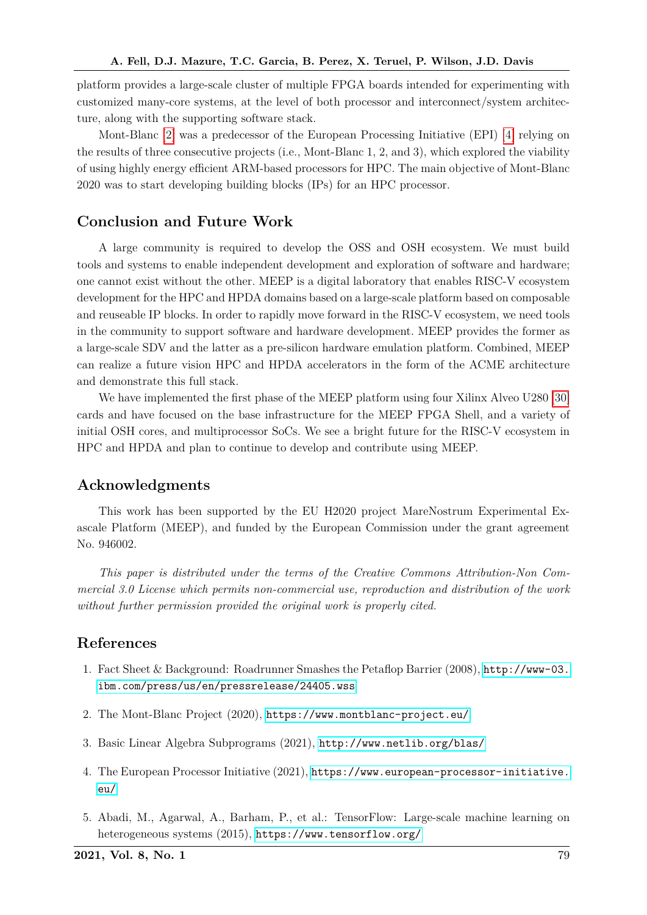platform provides a large-scale cluster of multiple FPGA boards intended for experimenting with customized many-core systems, at the level of both processor and interconnect/system architecture, along with the supporting software stack.

Mont-Blanc [2] was a predecessor of the European Processing Initiative (EPI) [4] relying on the results of three consecutive projects (i.e., Mont-Blanc 1, 2, and 3), which explored the viability of using highly energy efficient ARM-based processors for HPC. The main objective of Mont-Blanc 2020 was to start developing building blocks (IPs) for an HPC processor.

## Conclusion and Future Work

A large community is required to develop the OSS and OSH ecosystem. We must build tools and systems to enable independent development and exploration of software and hardware; one cannot exist without the other. MEEP is a digital laboratory that enables RISC-V ecosystem development for the HPC and HPDA domains based on a large-scale platform based on composable and reuseable IP blocks. In order to rapidly move forward in the RISC-V ecosystem, we need tools in the community to support software and hardware development. MEEP provides the former as a large-scale SDV and the latter as a pre-silicon hardware emulation platform. Combined, MEEP can realize a future vision HPC and HPDA accelerators in the form of the ACME architecture and demonstrate this full stack.

We have implemented the first phase of the MEEP platform using four Xilinx Alveo U280 [30] cards and have focused on the base infrastructure for the MEEP FPGA Shell, and a variety of initial OSH cores, and multiprocessor SoCs. We see a bright future for the RISC-V ecosystem in HPC and HPDA and plan to continue to develop and contribute using MEEP.

## Acknowledgments

This work has been supported by the EU H2020 project MareNostrum Experimental Exascale Platform (MEEP), and funded by the European Commission under the grant agreement No. 946002.

*This paper is distributed under the terms of the Creative Commons Attribution-Non Commercial 3.0 License which permits non-commercial use, reproduction and distribution of the work without further permission provided the original work is properly cited.*

## References

1. Fact Sheet & Background: Roadrunner Smashes the Petaflop Barrier (2008), http://www-03.ibm.com/press/us/en/pressrelease/24405.wss
2. The Mont-Blanc Project (2020), https://www.montblanc-project.eu/
3. Basic Linear Algebra Subprograms (2021), http://www.netlib.org/blas/
4. The European Processor Initiative (2021), https://www.european-processor-initiative.eu/
5. Abadi, M., Agarwal, A., Barham, P., et al.: TensorFlow: Large-scale machine learning on heterogeneous systems (2015), https://www.tensorflow.org/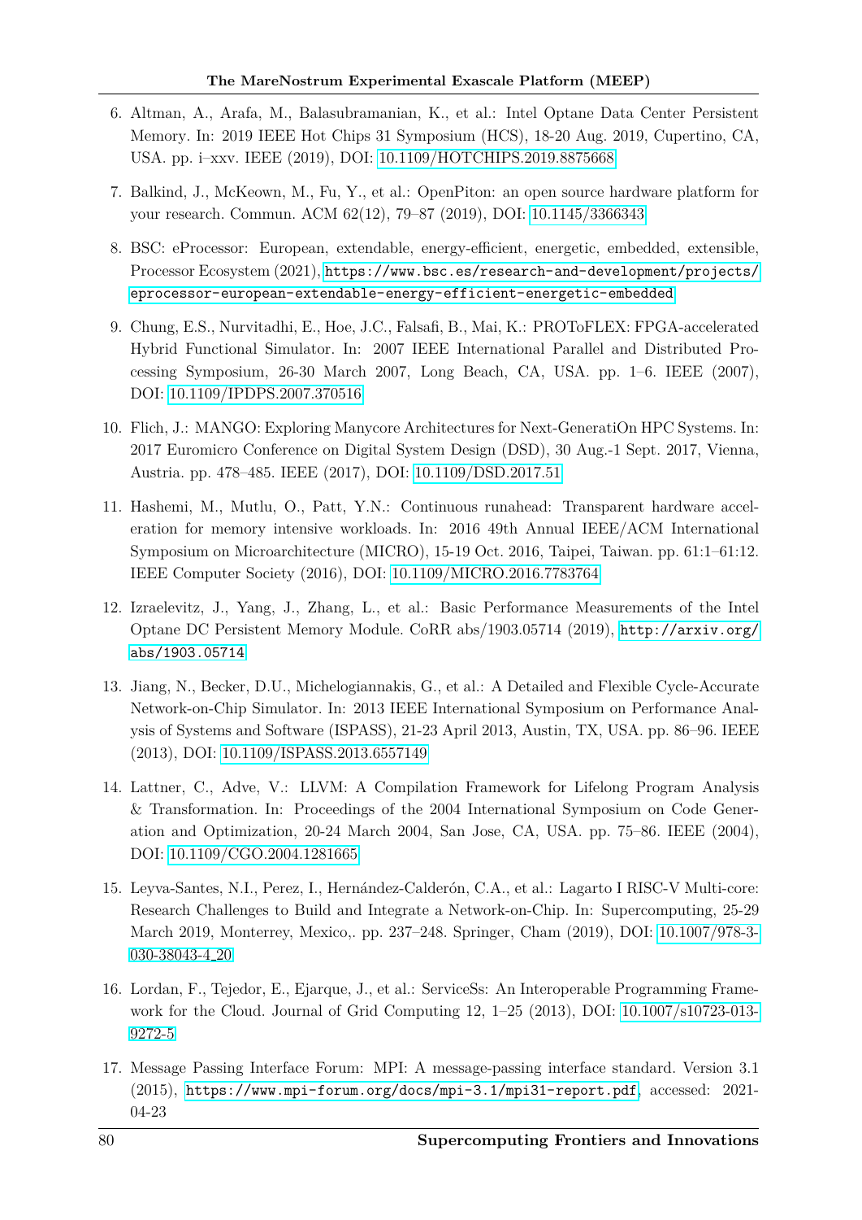6. Altman, A., Arafa, M., Balasubramanian, K., et al.: Intel Optane Data Center Persistent Memory. In: 2019 IEEE Hot Chips 31 Symposium (HCS), 18-20 Aug. 2019, Cupertino, CA, USA. pp. i–xxv. IEEE (2019), DOI: 10.1109/HOTCHIPS.2019.8875668

7. Balkind, J., McKeown, M., Fu, Y., et al.: OpenPiton: an open source hardware platform for your research. Commun. ACM 62(12), 79–87 (2019), DOI: 10.1145/3366343

8. BSC: eProcessor: European, extendable, energy-efficient, energetic, embedded, extensible, Processor Ecosystem (2021), https://www.bsc.es/research-and-development/projects/eprocessor-european-extendable-energy-efficient-energetic-embedded

9. Chung, E.S., Nurvitadhi, E., Hoe, J.C., Falsafi, B., Mai, K.: PROToFLEX: FPGA-accelerated Hybrid Functional Simulator. In: 2007 IEEE International Parallel and Distributed Processing Symposium, 26-30 March 2007, Long Beach, CA, USA. pp. 1–6. IEEE (2007), DOI: 10.1109/IPDPS.2007.370516

10. Flich, J.: MANGO: Exploring Manycore Architectures for Next-GeneratiOn HPC Systems. In: 2017 Euromicro Conference on Digital System Design (DSD), 30 Aug.-1 Sept. 2017, Vienna, Austria. pp. 478–485. IEEE (2017), DOI: 10.1109/DSD.2017.51

11. Hashemi, M., Mutlu, O., Patt, Y.N.: Continuous runahead: Transparent hardware acceleration for memory intensive workloads. In: 2016 49th Annual IEEE/ACM International Symposium on Microarchitecture (MICRO), 15-19 Oct. 2016, Taipei, Taiwan. pp. 61:1–61:12. IEEE Computer Society (2016), DOI: 10.1109/MICRO.2016.7783764

12. Izraelevitz, J., Yang, J., Zhang, L., et al.: Basic Performance Measurements of the Intel Optane DC Persistent Memory Module. CoRR abs/1903.05714 (2019), http://arxiv.org/abs/1903.05714

13. Jiang, N., Becker, D.U., Michelogiannakis, G., et al.: A Detailed and Flexible Cycle-Accurate Network-on-Chip Simulator. In: 2013 IEEE International Symposium on Performance Analysis of Systems and Software (ISPASS), 21-23 April 2013, Austin, TX, USA. pp. 86–96. IEEE (2013), DOI: 10.1109/ISPASS.2013.6557149

14. Lattner, C., Adve, V.: LLVM: A Compilation Framework for Lifelong Program Analysis & Transformation. In: Proceedings of the 2004 International Symposium on Code Generation and Optimization, 20-24 March 2004, San Jose, CA, USA. pp. 75–86. IEEE (2004), DOI: 10.1109/CGO.2004.1281665

15. Leyva-Santes, N.I., Perez, I., Hernández-Calderón, C.A., et al.: Lagarto I RISC-V Multi-core: Research Challenges to Build and Integrate a Network-on-Chip. In: Supercomputing, 25-29 March 2019, Monterrey, Mexico,. pp. 237–248. Springer, Cham (2019), DOI: 10.1007/978-3-030-38043-4_20

16. Lordan, F., Tejedor, E., Ejarque, J., et al.: ServiceSs: An Interoperable Programming Framework for the Cloud. Journal of Grid Computing 12, 1–25 (2013), DOI: 10.1007/s10723-013-9272-5

17. Message Passing Interface Forum: MPI: A message-passing interface standard. Version 3.1 (2015), https://www.mpi-forum.org/docs/mpi-3.1/mpi31-report.pdf, accessed: 2021-04-23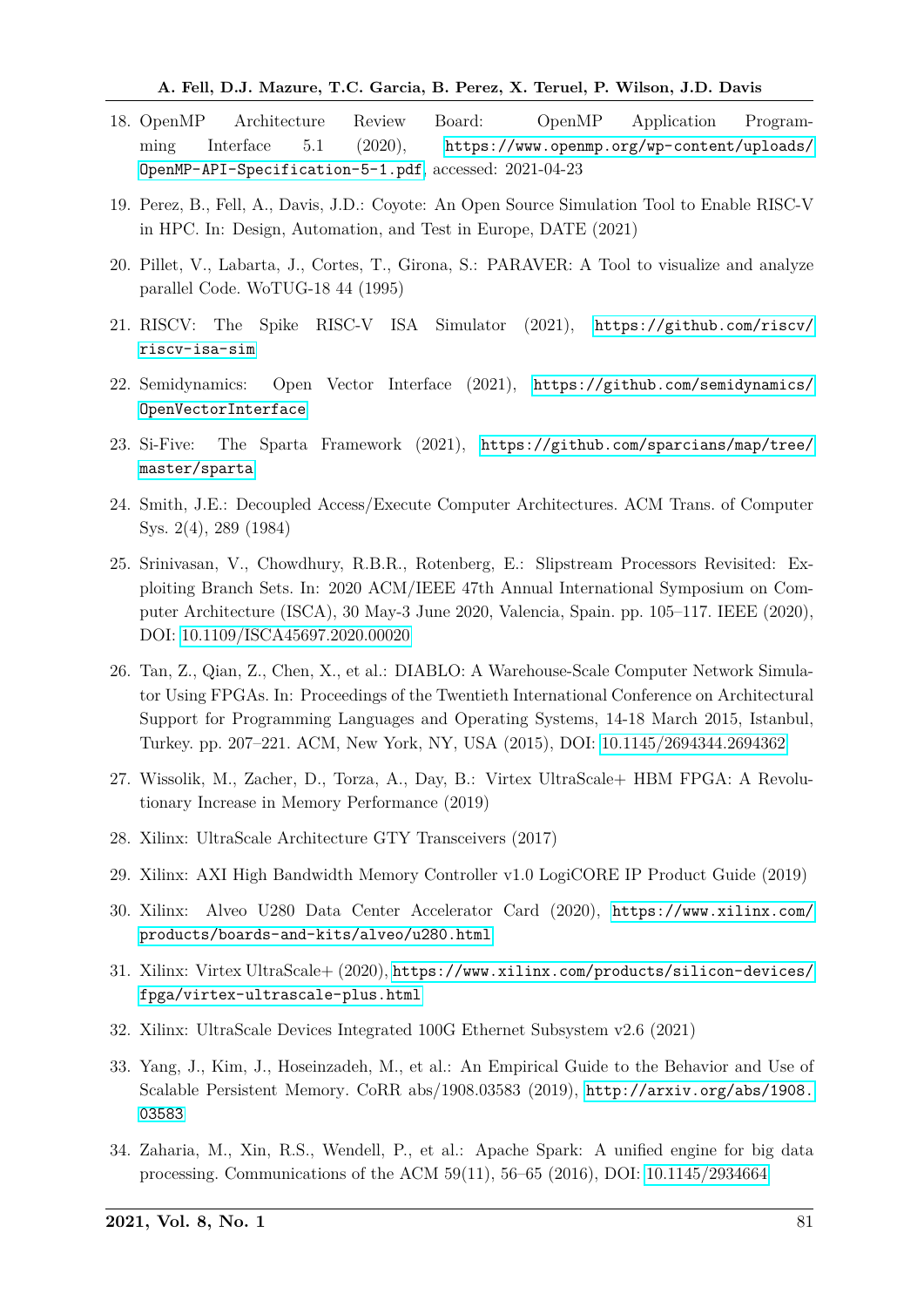18. OpenMP Architecture Review Board: OpenMP Application Programming Interface 5.1 (2020), https://www.openmp.org/wp-content/uploads/OpenMP-API-Specification-5-1.pdf, accessed: 2021-04-23

19. Perez, B., Fell, A., Davis, J.D.: Coyote: An Open Source Simulation Tool to Enable RISC-V in HPC. In: Design, Automation, and Test in Europe, DATE (2021)

20. Pillet, V., Labarta, J., Cortes, T., Girona, S.: PARAVER: A Tool to visualize and analyze parallel Code. WoTUG-18 44 (1995)

21. RISCV: The Spike RISC-V ISA Simulator (2021), https://github.com/riscv/riscv-isa-sim

22. Semidynamics: Open Vector Interface (2021), https://github.com/semidynamics/OpenVectorInterface

23. Si-Five: The Sparta Framework (2021), https://github.com/sparcians/map/tree/master/sparta

24. Smith, J.E.: Decoupled Access/Execute Computer Architectures. ACM Trans. of Computer Sys. 2(4), 289 (1984)

25. Srinivasan, V., Chowdhury, R.B.R., Rotenberg, E.: Slipstream Processors Revisited: Exploiting Branch Sets. In: 2020 ACM/IEEE 47th Annual International Symposium on Computer Architecture (ISCA), 30 May-3 June 2020, Valencia, Spain. pp. 105–117. IEEE (2020), DOI: 10.1109/ISCA45697.2020.00020

26. Tan, Z., Qian, Z., Chen, X., et al.: DIABLO: A Warehouse-Scale Computer Network Simulator Using FPGAs. In: Proceedings of the Twentieth International Conference on Architectural Support for Programming Languages and Operating Systems, 14-18 March 2015, Istanbul, Turkey. pp. 207–221. ACM, New York, NY, USA (2015), DOI: 10.1145/2694344.2694362

27. Wissolik, M., Zacher, D., Torza, A., Day, B.: Virtex UltraScale+ HBM FPGA: A Revolutionary Increase in Memory Performance (2019)

28. Xilinx: UltraScale Architecture GTY Transceivers (2017)

29. Xilinx: AXI High Bandwidth Memory Controller v1.0 LogiCORE IP Product Guide (2019)

30. Xilinx: Alveo U280 Data Center Accelerator Card (2020), https://www.xilinx.com/products/boards-and-kits/alveo/u280.html

31. Xilinx: Virtex UltraScale+ (2020), https://www.xilinx.com/products/silicon-devices/fpga/virtex-ultrascale-plus.html

32. Xilinx: UltraScale Devices Integrated 100G Ethernet Subsystem v2.6 (2021)

33. Yang, J., Kim, J., Hoseinzadeh, M., et al.: An Empirical Guide to the Behavior and Use of Scalable Persistent Memory. CoRR abs/1908.03583 (2019), http://arxiv.org/abs/1908.03583

34. Zaharia, M., Xin, R.S., Wendell, P., et al.: Apache Spark: A unified engine for big data processing. Communications of the ACM 59(11), 56–65 (2016), DOI: 10.1145/2934664